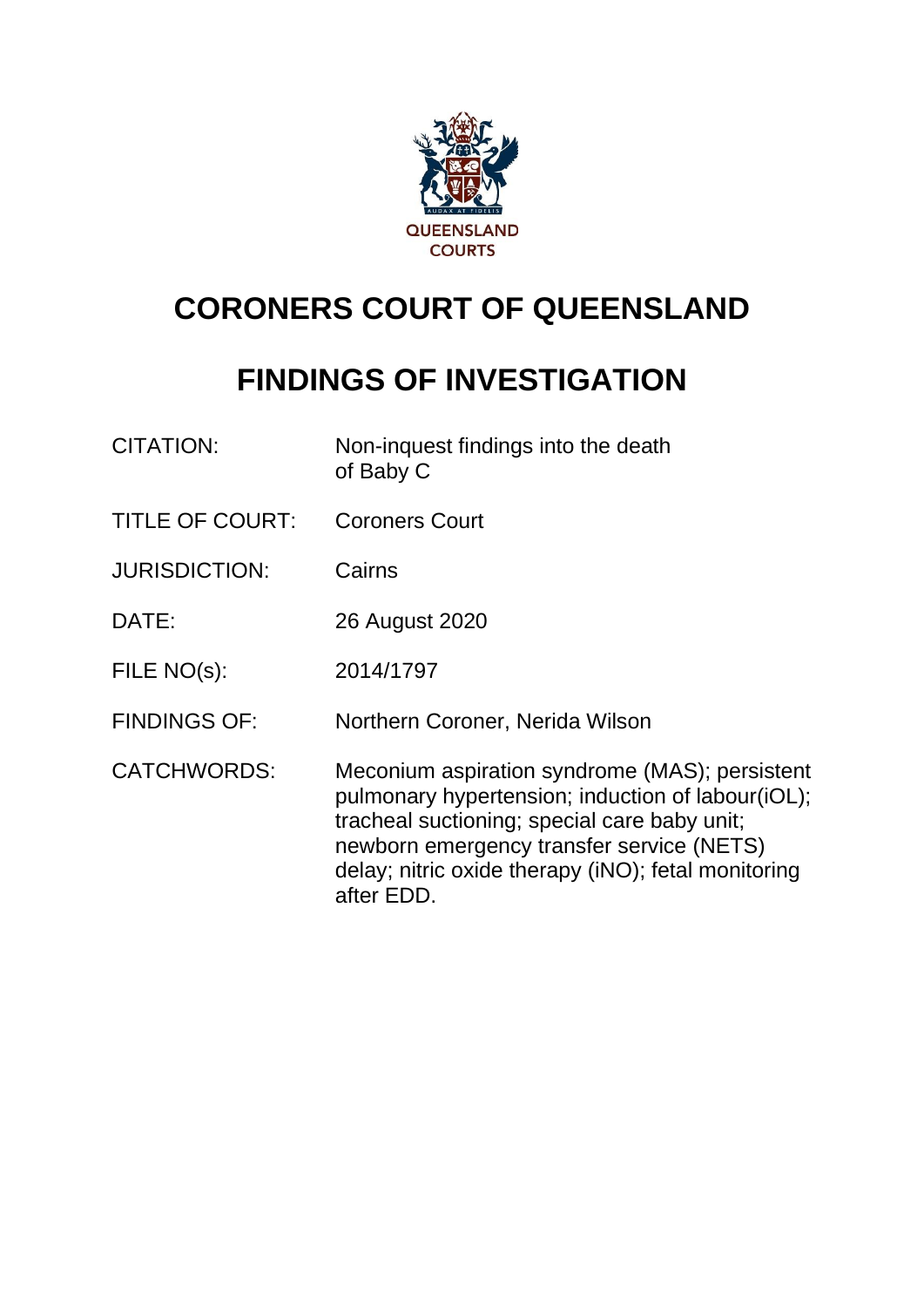QUEENSLAND COURTS

# CORONERS COURT OF QUEENSLAND

# FINDINGS OF INVESTIGATION

| | |
|---|---|
| CITATION: | Non-inquest findings into the death of Baby C |
| TITLE OF COURT: | Coroners Court |
| JURISDICTION: | Cairns |
| DATE: | 26 August 2020 |
| FILE NO(s): | 2014/1797 |
| FINDINGS OF: | Northern Coroner, Nerida Wilson |
| CATCHWORDS: | Meconium aspiration syndrome (MAS); persistent pulmonary hypertension; induction of labour(iOL); tracheal suctioning; special care baby unit; newborn emergency transfer service (NETS) delay; nitric oxide therapy (iNO); fetal monitoring after EDD. |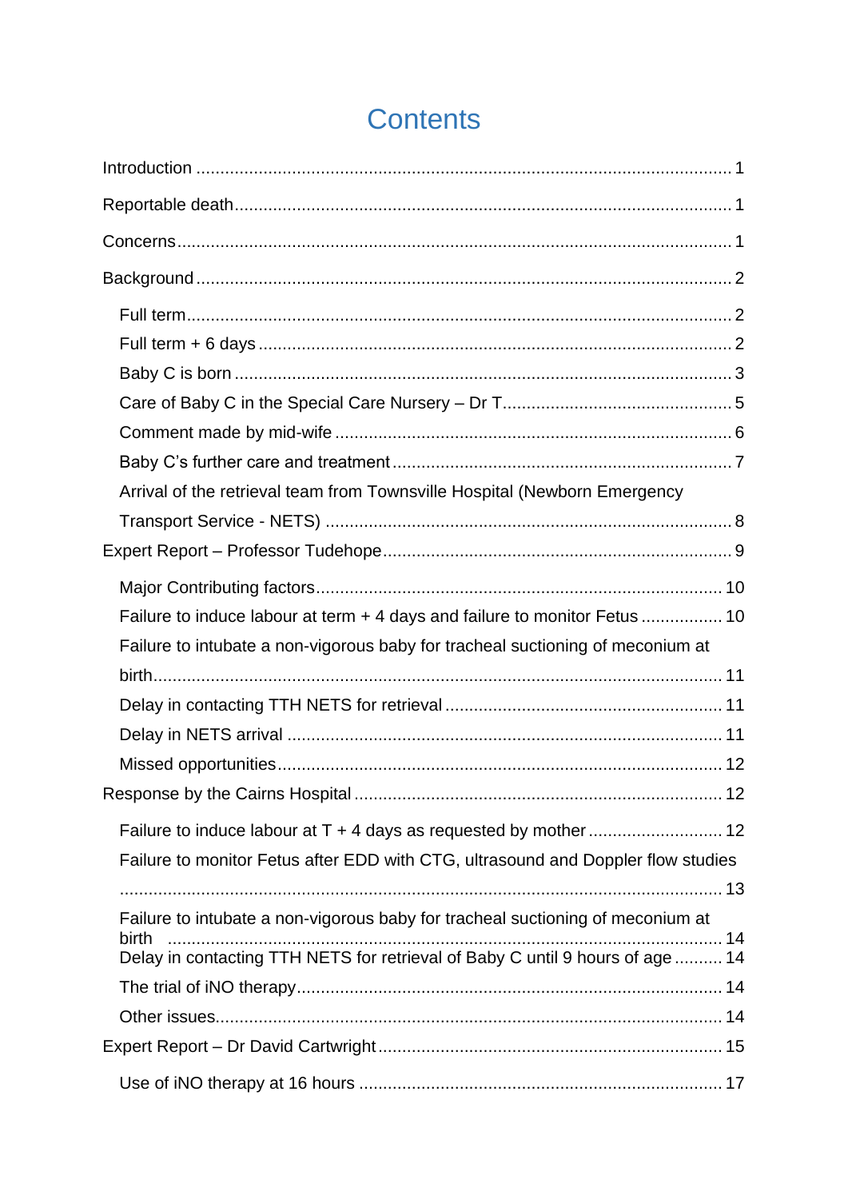# Contents

Introduction ........................................................................................................ 1

Reportable death ................................................................................................ 1

Concerns ............................................................................................................ 1

Background ........................................................................................................ 2

- Full term ........................................................................................................ 2
- Full term + 6 days ......................................................................................... 2
- Baby C is born ............................................................................................... 3
- Care of Baby C in the Special Care Nursery – Dr T ...................................... 5
- Comment made by mid-wife .......................................................................... 6
- Baby C's further care and treatment ............................................................. 7
- Arrival of the retrieval team from Townsville Hospital (Newborn Emergency Transport Service - NETS) ............................................................................ 8

Expert Report – Professor Tudehope ................................................................. 9

- Major Contributing factors ........................................................................... 10
- Failure to induce labour at term + 4 days and failure to monitor Fetus ....... 10
- Failure to intubate a non-vigorous baby for tracheal suctioning of meconium at birth ............................................................................................................. 11
- Delay in contacting TTH NETS for retrieval ................................................ 11
- Delay in NETS arrival .................................................................................. 11
- Missed opportunities .................................................................................... 12

Response by the Cairns Hospital ..................................................................... 12

- Failure to induce labour at T + 4 days as requested by mother ................... 12
- Failure to monitor Fetus after EDD with CTG, ultrasound and Doppler flow studies ......................................................................................................... 13
- Failure to intubate a non-vigorous baby for tracheal suctioning of meconium at birth ............................................................................................................. 14
- Delay in contacting TTH NETS for retrieval of Baby C until 9 hours of age .......... 14
- The trial of iNO therapy ............................................................................... 14
- Other issues ................................................................................................. 14

Expert Report – Dr David Cartwright ............................................................... 15

- Use of iNO therapy at 16 hours ................................................................... 17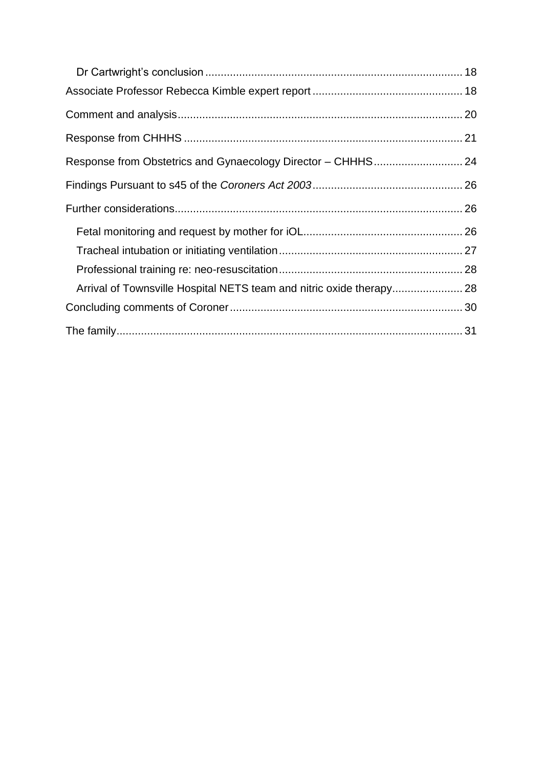- Dr Cartwright's conclusion ..... 18
Associate Professor Rebecca Kimble expert report ..... 18

Comment and analysis ..... 20

Response from CHHHS ..... 21

Response from Obstetrics and Gynaecology Director – CHHHS ..... 24

Findings Pursuant to s45 of the *Coroners Act 2003* ..... 26

Further considerations ..... 26

- Fetal monitoring and request by mother for iOL ..... 26
- Tracheal intubation or initiating ventilation ..... 27
- Professional training re: neo-resuscitation ..... 28
- Arrival of Townsville Hospital NETS team and nitric oxide therapy ..... 28

Concluding comments of Coroner ..... 30

The family ..... 31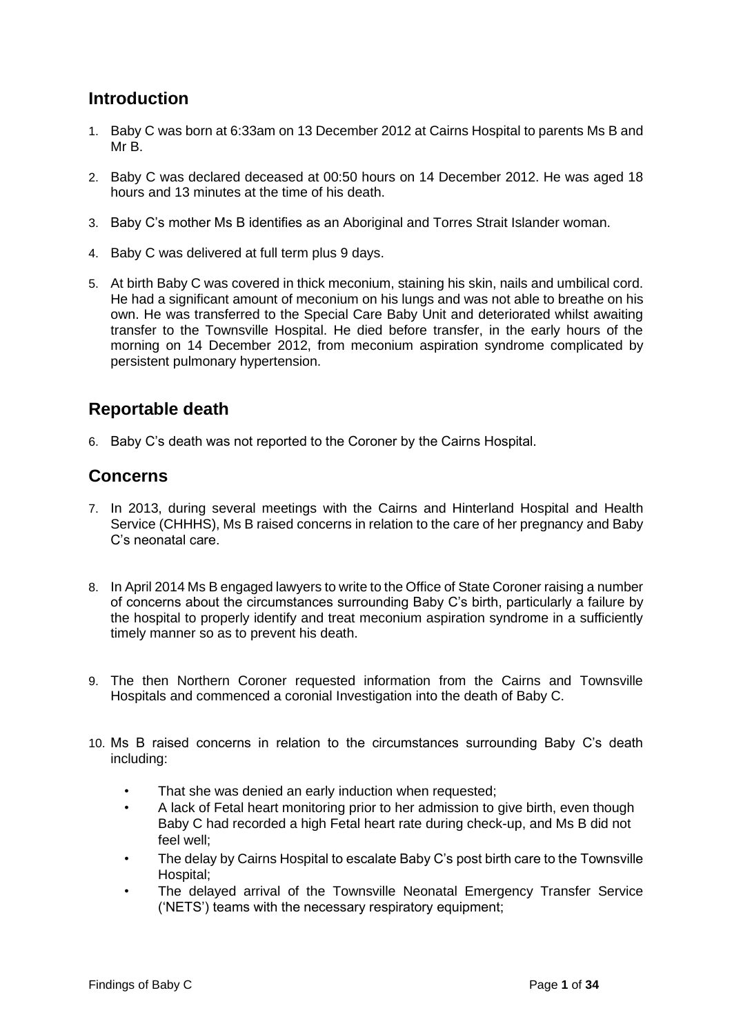## Introduction

1. Baby C was born at 6:33am on 13 December 2012 at Cairns Hospital to parents Ms B and Mr B.

2. Baby C was declared deceased at 00:50 hours on 14 December 2012. He was aged 18 hours and 13 minutes at the time of his death.

3. Baby C's mother Ms B identifies as an Aboriginal and Torres Strait Islander woman.

4. Baby C was delivered at full term plus 9 days.

5. At birth Baby C was covered in thick meconium, staining his skin, nails and umbilical cord. He had a significant amount of meconium on his lungs and was not able to breathe on his own. He was transferred to the Special Care Baby Unit and deteriorated whilst awaiting transfer to the Townsville Hospital. He died before transfer, in the early hours of the morning on 14 December 2012, from meconium aspiration syndrome complicated by persistent pulmonary hypertension.

## Reportable death

6. Baby C's death was not reported to the Coroner by the Cairns Hospital.

## Concerns

7. In 2013, during several meetings with the Cairns and Hinterland Hospital and Health Service (CHHHS), Ms B raised concerns in relation to the care of her pregnancy and Baby C's neonatal care.

8. In April 2014 Ms B engaged lawyers to write to the Office of State Coroner raising a number of concerns about the circumstances surrounding Baby C's birth, particularly a failure by the hospital to properly identify and treat meconium aspiration syndrome in a sufficiently timely manner so as to prevent his death.

9. The then Northern Coroner requested information from the Cairns and Townsville Hospitals and commenced a coronial Investigation into the death of Baby C.

10. Ms B raised concerns in relation to the circumstances surrounding Baby C's death including:

    - That she was denied an early induction when requested;
    - A lack of Fetal heart monitoring prior to her admission to give birth, even though Baby C had recorded a high Fetal heart rate during check-up, and Ms B did not feel well;
    - The delay by Cairns Hospital to escalate Baby C's post birth care to the Townsville Hospital;
    - The delayed arrival of the Townsville Neonatal Emergency Transfer Service ('NETS') teams with the necessary respiratory equipment;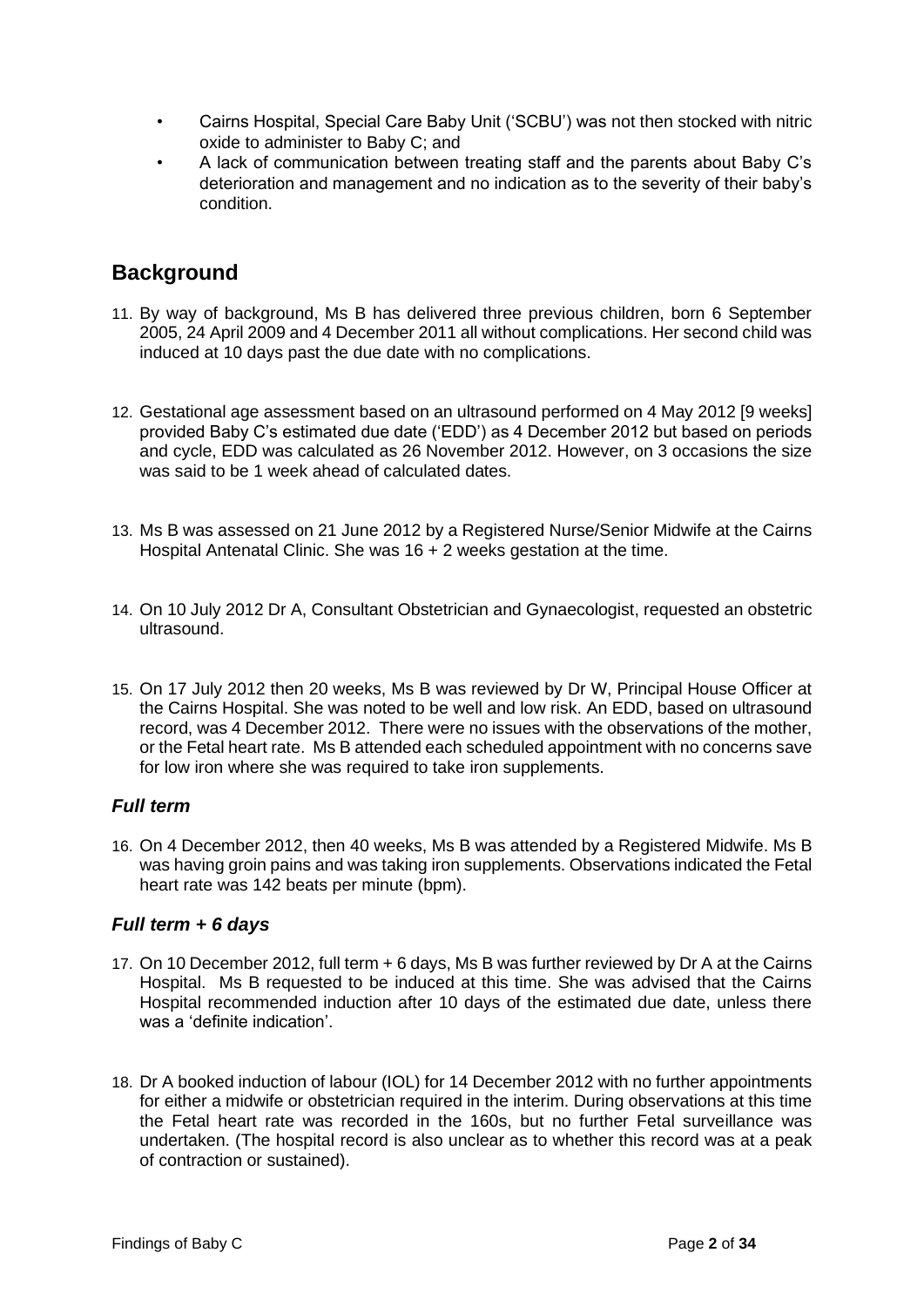- Cairns Hospital, Special Care Baby Unit ('SCBU') was not then stocked with nitric oxide to administer to Baby C; and
- A lack of communication between treating staff and the parents about Baby C's deterioration and management and no indication as to the severity of their baby's condition.

## Background

11. By way of background, Ms B has delivered three previous children, born 6 September 2005, 24 April 2009 and 4 December 2011 all without complications. Her second child was induced at 10 days past the due date with no complications.

12. Gestational age assessment based on an ultrasound performed on 4 May 2012 [9 weeks] provided Baby C's estimated due date ('EDD') as 4 December 2012 but based on periods and cycle, EDD was calculated as 26 November 2012. However, on 3 occasions the size was said to be 1 week ahead of calculated dates.

13. Ms B was assessed on 21 June 2012 by a Registered Nurse/Senior Midwife at the Cairns Hospital Antenatal Clinic. She was 16 + 2 weeks gestation at the time.

14. On 10 July 2012 Dr A, Consultant Obstetrician and Gynaecologist, requested an obstetric ultrasound.

15. On 17 July 2012 then 20 weeks, Ms B was reviewed by Dr W, Principal House Officer at the Cairns Hospital. She was noted to be well and low risk. An EDD, based on ultrasound record, was 4 December 2012. There were no issues with the observations of the mother, or the Fetal heart rate. Ms B attended each scheduled appointment with no concerns save for low iron where she was required to take iron supplements.

### *Full term*

16. On 4 December 2012, then 40 weeks, Ms B was attended by a Registered Midwife. Ms B was having groin pains and was taking iron supplements. Observations indicated the Fetal heart rate was 142 beats per minute (bpm).

### *Full term + 6 days*

17. On 10 December 2012, full term + 6 days, Ms B was further reviewed by Dr A at the Cairns Hospital. Ms B requested to be induced at this time. She was advised that the Cairns Hospital recommended induction after 10 days of the estimated due date, unless there was a 'definite indication'.

18. Dr A booked induction of labour (IOL) for 14 December 2012 with no further appointments for either a midwife or obstetrician required in the interim. During observations at this time the Fetal heart rate was recorded in the 160s, but no further Fetal surveillance was undertaken. (The hospital record is also unclear as to whether this record was at a peak of contraction or sustained).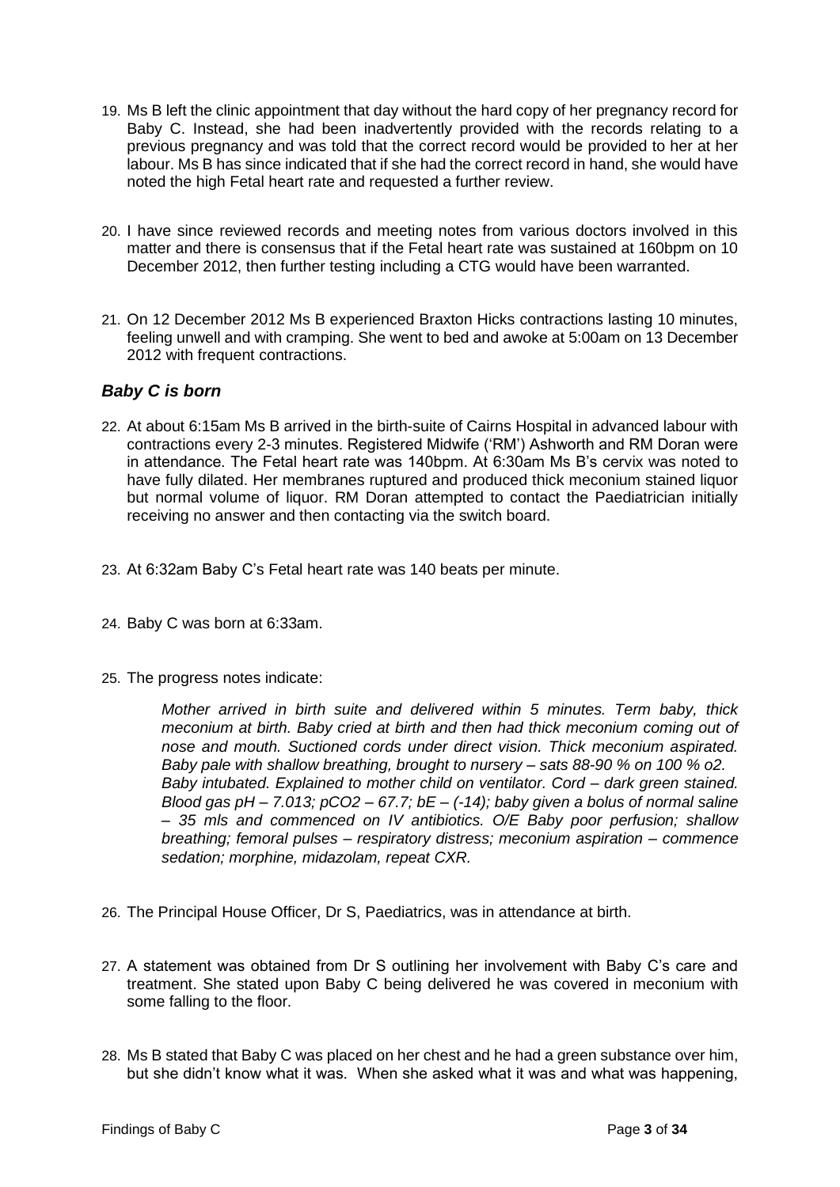19. Ms B left the clinic appointment that day without the hard copy of her pregnancy record for Baby C. Instead, she had been inadvertently provided with the records relating to a previous pregnancy and was told that the correct record would be provided to her at her labour. Ms B has since indicated that if she had the correct record in hand, she would have noted the high Fetal heart rate and requested a further review.

20. I have since reviewed records and meeting notes from various doctors involved in this matter and there is consensus that if the Fetal heart rate was sustained at 160bpm on 10 December 2012, then further testing including a CTG would have been warranted.

21. On 12 December 2012 Ms B experienced Braxton Hicks contractions lasting 10 minutes, feeling unwell and with cramping. She went to bed and awoke at 5:00am on 13 December 2012 with frequent contractions.

### *Baby C is born*

22. At about 6:15am Ms B arrived in the birth-suite of Cairns Hospital in advanced labour with contractions every 2-3 minutes. Registered Midwife ('RM') Ashworth and RM Doran were in attendance. The Fetal heart rate was 140bpm. At 6:30am Ms B's cervix was noted to have fully dilated. Her membranes ruptured and produced thick meconium stained liquor but normal volume of liquor. RM Doran attempted to contact the Paediatrician initially receiving no answer and then contacting via the switch board.

23. At 6:32am Baby C's Fetal heart rate was 140 beats per minute.

24. Baby C was born at 6:33am.

25. The progress notes indicate:

    *Mother arrived in birth suite and delivered within 5 minutes. Term baby, thick meconium at birth. Baby cried at birth and then had thick meconium coming out of nose and mouth. Suctioned cords under direct vision. Thick meconium aspirated. Baby pale with shallow breathing, brought to nursery – sats 88-90 % on 100 % o2. Baby intubated. Explained to mother child on ventilator. Cord – dark green stained. Blood gas pH – 7.013; pCO2 – 67.7; bE – (-14); baby given a bolus of normal saline – 35 mls and commenced on IV antibiotics. O/E Baby poor perfusion; shallow breathing; femoral pulses – respiratory distress; meconium aspiration – commence sedation; morphine, midazolam, repeat CXR.*

26. The Principal House Officer, Dr S, Paediatrics, was in attendance at birth.

27. A statement was obtained from Dr S outlining her involvement with Baby C's care and treatment. She stated upon Baby C being delivered he was covered in meconium with some falling to the floor.

28. Ms B stated that Baby C was placed on her chest and he had a green substance over him, but she didn't know what it was. When she asked what it was and what was happening,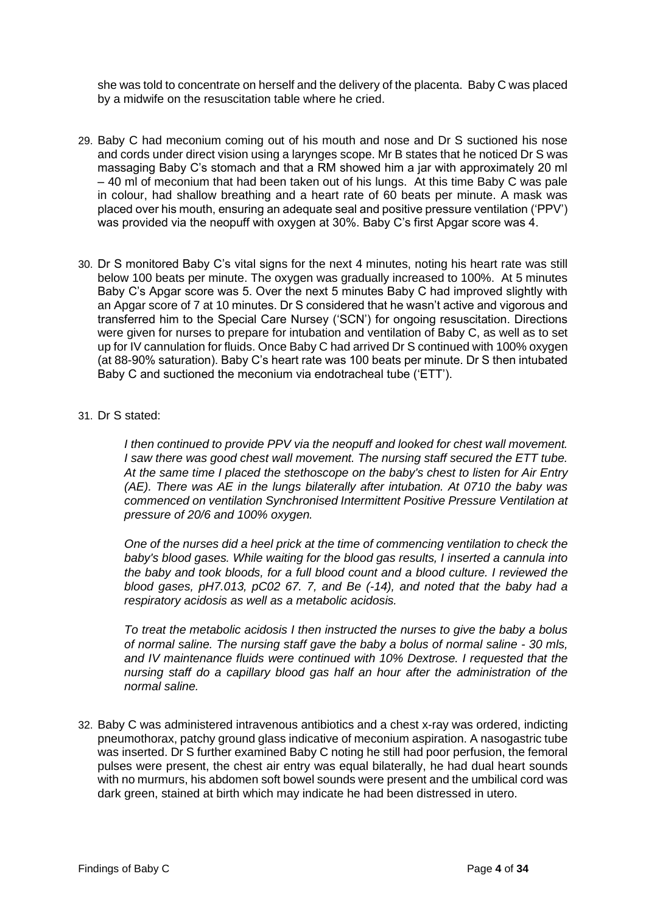she was told to concentrate on herself and the delivery of the placenta. Baby C was placed by a midwife on the resuscitation table where he cried.

29. Baby C had meconium coming out of his mouth and nose and Dr S suctioned his nose and cords under direct vision using a larynges scope. Mr B states that he noticed Dr S was massaging Baby C's stomach and that a RM showed him a jar with approximately 20 ml – 40 ml of meconium that had been taken out of his lungs. At this time Baby C was pale in colour, had shallow breathing and a heart rate of 60 beats per minute. A mask was placed over his mouth, ensuring an adequate seal and positive pressure ventilation ('PPV') was provided via the neopuff with oxygen at 30%. Baby C's first Apgar score was 4.

30. Dr S monitored Baby C's vital signs for the next 4 minutes, noting his heart rate was still below 100 beats per minute. The oxygen was gradually increased to 100%. At 5 minutes Baby C's Apgar score was 5. Over the next 5 minutes Baby C had improved slightly with an Apgar score of 7 at 10 minutes. Dr S considered that he wasn't active and vigorous and transferred him to the Special Care Nursey ('SCN') for ongoing resuscitation. Directions were given for nurses to prepare for intubation and ventilation of Baby C, as well as to set up for IV cannulation for fluids. Once Baby C had arrived Dr S continued with 100% oxygen (at 88-90% saturation). Baby C's heart rate was 100 beats per minute. Dr S then intubated Baby C and suctioned the meconium via endotracheal tube ('ETT').

31. Dr S stated:

> *I then continued to provide PPV via the neopuff and looked for chest wall movement. I saw there was good chest wall movement. The nursing staff secured the ETT tube. At the same time I placed the stethoscope on the baby's chest to listen for Air Entry (AE). There was AE in the lungs bilaterally after intubation. At 0710 the baby was commenced on ventilation Synchronised Intermittent Positive Pressure Ventilation at pressure of 20/6 and 100% oxygen.*
>
> *One of the nurses did a heel prick at the time of commencing ventilation to check the baby's blood gases. While waiting for the blood gas results, I inserted a cannula into the baby and took bloods, for a full blood count and a blood culture. I reviewed the blood gases, pH7.013, pC02 67. 7, and Be (-14), and noted that the baby had a respiratory acidosis as well as a metabolic acidosis.*
>
> *To treat the metabolic acidosis I then instructed the nurses to give the baby a bolus of normal saline. The nursing staff gave the baby a bolus of normal saline - 30 mls, and IV maintenance fluids were continued with 10% Dextrose. I requested that the nursing staff do a capillary blood gas half an hour after the administration of the normal saline.*

32. Baby C was administered intravenous antibiotics and a chest x-ray was ordered, indicting pneumothorax, patchy ground glass indicative of meconium aspiration. A nasogastric tube was inserted. Dr S further examined Baby C noting he still had poor perfusion, the femoral pulses were present, the chest air entry was equal bilaterally, he had dual heart sounds with no murmurs, his abdomen soft bowel sounds were present and the umbilical cord was dark green, stained at birth which may indicate he had been distressed in utero.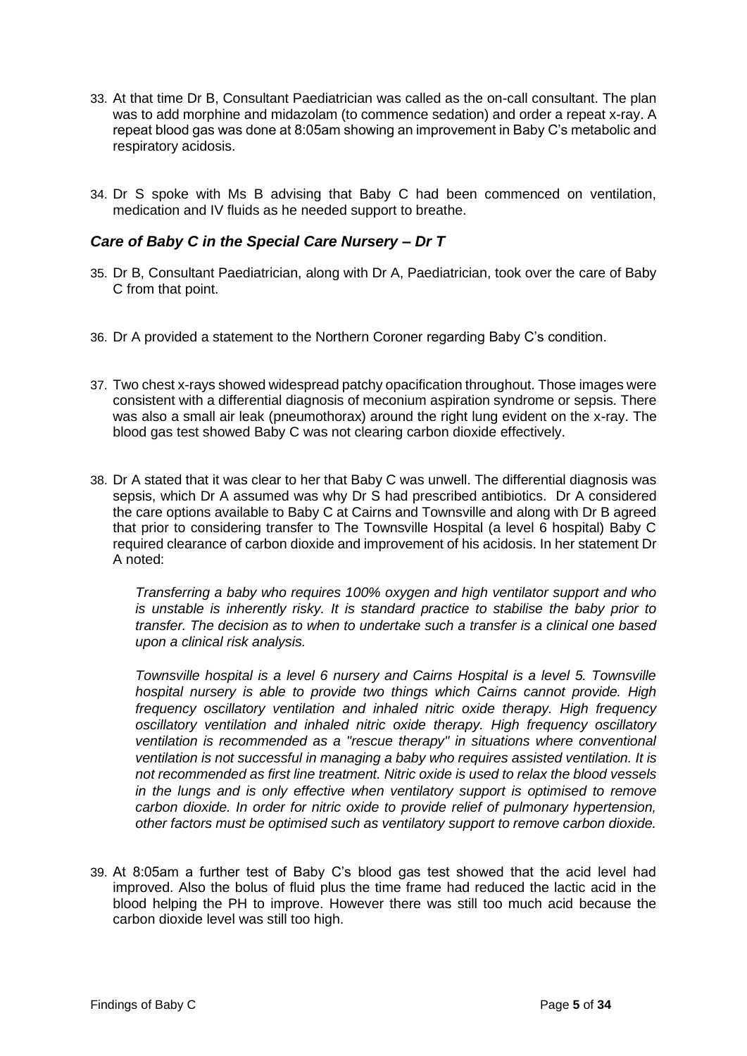33. At that time Dr B, Consultant Paediatrician was called as the on-call consultant. The plan was to add morphine and midazolam (to commence sedation) and order a repeat x-ray. A repeat blood gas was done at 8:05am showing an improvement in Baby C's metabolic and respiratory acidosis.

34. Dr S spoke with Ms B advising that Baby C had been commenced on ventilation, medication and IV fluids as he needed support to breathe.

### *Care of Baby C in the Special Care Nursery – Dr T*

35. Dr B, Consultant Paediatrician, along with Dr A, Paediatrician, took over the care of Baby C from that point.

36. Dr A provided a statement to the Northern Coroner regarding Baby C's condition.

37. Two chest x-rays showed widespread patchy opacification throughout. Those images were consistent with a differential diagnosis of meconium aspiration syndrome or sepsis. There was also a small air leak (pneumothorax) around the right lung evident on the x-ray. The blood gas test showed Baby C was not clearing carbon dioxide effectively.

38. Dr A stated that it was clear to her that Baby C was unwell. The differential diagnosis was sepsis, which Dr A assumed was why Dr S had prescribed antibiotics. Dr A considered the care options available to Baby C at Cairns and Townsville and along with Dr B agreed that prior to considering transfer to The Townsville Hospital (a level 6 hospital) Baby C required clearance of carbon dioxide and improvement of his acidosis. In her statement Dr A noted:

    *Transferring a baby who requires 100% oxygen and high ventilator support and who is unstable is inherently risky. It is standard practice to stabilise the baby prior to transfer. The decision as to when to undertake such a transfer is a clinical one based upon a clinical risk analysis.*

    *Townsville hospital is a level 6 nursery and Cairns Hospital is a level 5. Townsville hospital nursery is able to provide two things which Cairns cannot provide. High frequency oscillatory ventilation and inhaled nitric oxide therapy. High frequency oscillatory ventilation and inhaled nitric oxide therapy. High frequency oscillatory ventilation is recommended as a "rescue therapy" in situations where conventional ventilation is not successful in managing a baby who requires assisted ventilation. It is not recommended as first line treatment. Nitric oxide is used to relax the blood vessels in the lungs and is only effective when ventilatory support is optimised to remove carbon dioxide. In order for nitric oxide to provide relief of pulmonary hypertension, other factors must be optimised such as ventilatory support to remove carbon dioxide.*

39. At 8:05am a further test of Baby C's blood gas test showed that the acid level had improved. Also the bolus of fluid plus the time frame had reduced the lactic acid in the blood helping the PH to improve. However there was still too much acid because the carbon dioxide level was still too high.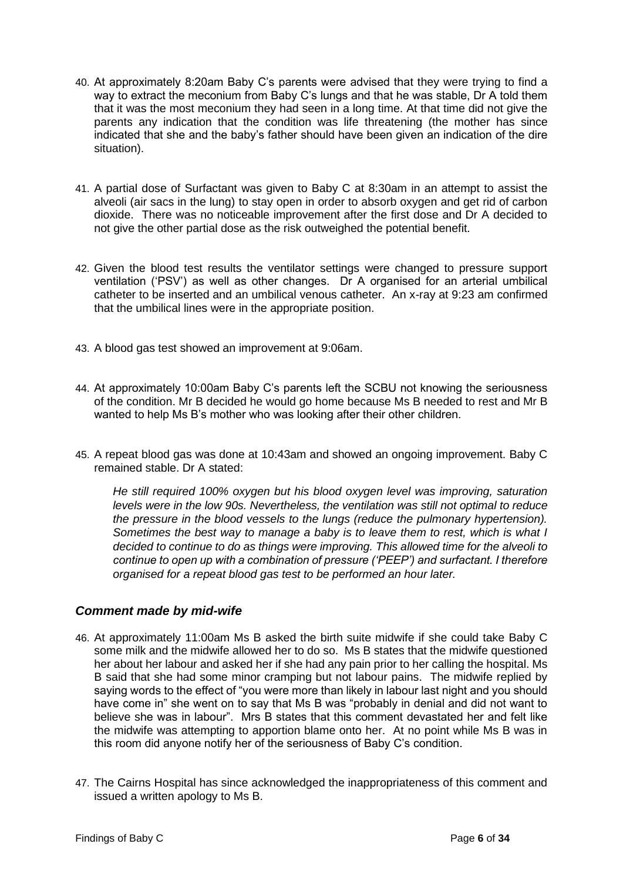40. At approximately 8:20am Baby C's parents were advised that they were trying to find a way to extract the meconium from Baby C's lungs and that he was stable, Dr A told them that it was the most meconium they had seen in a long time. At that time did not give the parents any indication that the condition was life threatening (the mother has since indicated that she and the baby's father should have been given an indication of the dire situation).

41. A partial dose of Surfactant was given to Baby C at 8:30am in an attempt to assist the alveoli (air sacs in the lung) to stay open in order to absorb oxygen and get rid of carbon dioxide. There was no noticeable improvement after the first dose and Dr A decided to not give the other partial dose as the risk outweighed the potential benefit.

42. Given the blood test results the ventilator settings were changed to pressure support ventilation ('PSV') as well as other changes. Dr A organised for an arterial umbilical catheter to be inserted and an umbilical venous catheter. An x-ray at 9:23 am confirmed that the umbilical lines were in the appropriate position.

43. A blood gas test showed an improvement at 9:06am.

44. At approximately 10:00am Baby C's parents left the SCBU not knowing the seriousness of the condition. Mr B decided he would go home because Ms B needed to rest and Mr B wanted to help Ms B's mother who was looking after their other children.

45. A repeat blood gas was done at 10:43am and showed an ongoing improvement. Baby C remained stable. Dr A stated:

    *He still required 100% oxygen but his blood oxygen level was improving, saturation levels were in the low 90s. Nevertheless, the ventilation was still not optimal to reduce the pressure in the blood vessels to the lungs (reduce the pulmonary hypertension). Sometimes the best way to manage a baby is to leave them to rest, which is what I decided to continue to do as things were improving. This allowed time for the alveoli to continue to open up with a combination of pressure ('PEEP') and surfactant. I therefore organised for a repeat blood gas test to be performed an hour later.*

### *Comment made by mid-wife*

46. At approximately 11:00am Ms B asked the birth suite midwife if she could take Baby C some milk and the midwife allowed her to do so. Ms B states that the midwife questioned her about her labour and asked her if she had any pain prior to her calling the hospital. Ms B said that she had some minor cramping but not labour pains. The midwife replied by saying words to the effect of "you were more than likely in labour last night and you should have come in" she went on to say that Ms B was "probably in denial and did not want to believe she was in labour". Mrs B states that this comment devastated her and felt like the midwife was attempting to apportion blame onto her. At no point while Ms B was in this room did anyone notify her of the seriousness of Baby C's condition.

47. The Cairns Hospital has since acknowledged the inappropriateness of this comment and issued a written apology to Ms B.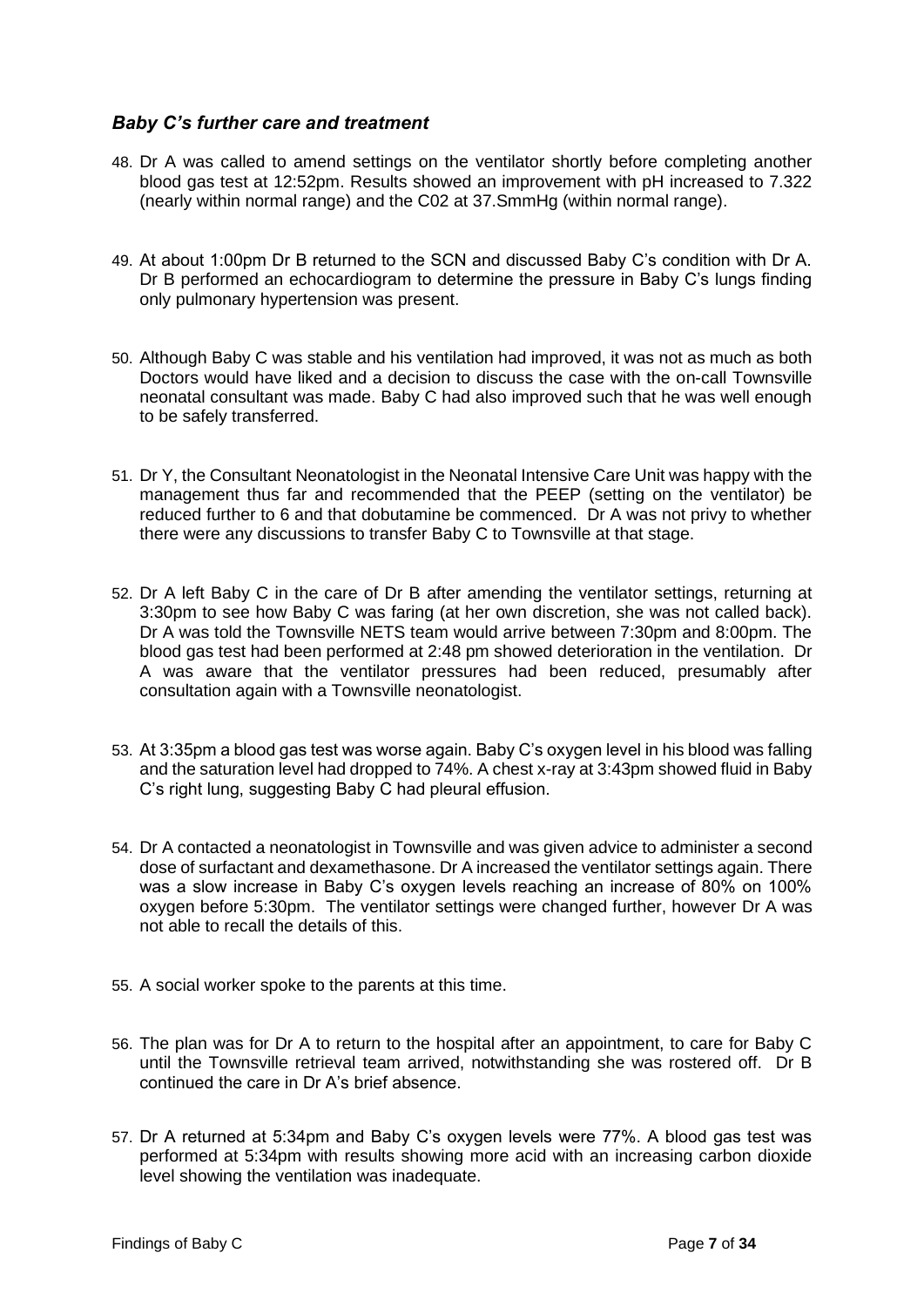### *Baby C's further care and treatment*

48. Dr A was called to amend settings on the ventilator shortly before completing another blood gas test at 12:52pm. Results showed an improvement with pH increased to 7.322 (nearly within normal range) and the C02 at 37.SmmHg (within normal range).

49. At about 1:00pm Dr B returned to the SCN and discussed Baby C's condition with Dr A. Dr B performed an echocardiogram to determine the pressure in Baby C's lungs finding only pulmonary hypertension was present.

50. Although Baby C was stable and his ventilation had improved, it was not as much as both Doctors would have liked and a decision to discuss the case with the on-call Townsville neonatal consultant was made. Baby C had also improved such that he was well enough to be safely transferred.

51. Dr Y, the Consultant Neonatologist in the Neonatal Intensive Care Unit was happy with the management thus far and recommended that the PEEP (setting on the ventilator) be reduced further to 6 and that dobutamine be commenced. Dr A was not privy to whether there were any discussions to transfer Baby C to Townsville at that stage.

52. Dr A left Baby C in the care of Dr B after amending the ventilator settings, returning at 3:30pm to see how Baby C was faring (at her own discretion, she was not called back). Dr A was told the Townsville NETS team would arrive between 7:30pm and 8:00pm. The blood gas test had been performed at 2:48 pm showed deterioration in the ventilation. Dr A was aware that the ventilator pressures had been reduced, presumably after consultation again with a Townsville neonatologist.

53. At 3:35pm a blood gas test was worse again. Baby C's oxygen level in his blood was falling and the saturation level had dropped to 74%. A chest x-ray at 3:43pm showed fluid in Baby C's right lung, suggesting Baby C had pleural effusion.

54. Dr A contacted a neonatologist in Townsville and was given advice to administer a second dose of surfactant and dexamethasone. Dr A increased the ventilator settings again. There was a slow increase in Baby C's oxygen levels reaching an increase of 80% on 100% oxygen before 5:30pm. The ventilator settings were changed further, however Dr A was not able to recall the details of this.

55. A social worker spoke to the parents at this time.

56. The plan was for Dr A to return to the hospital after an appointment, to care for Baby C until the Townsville retrieval team arrived, notwithstanding she was rostered off. Dr B continued the care in Dr A's brief absence.

57. Dr A returned at 5:34pm and Baby C's oxygen levels were 77%. A blood gas test was performed at 5:34pm with results showing more acid with an increasing carbon dioxide level showing the ventilation was inadequate.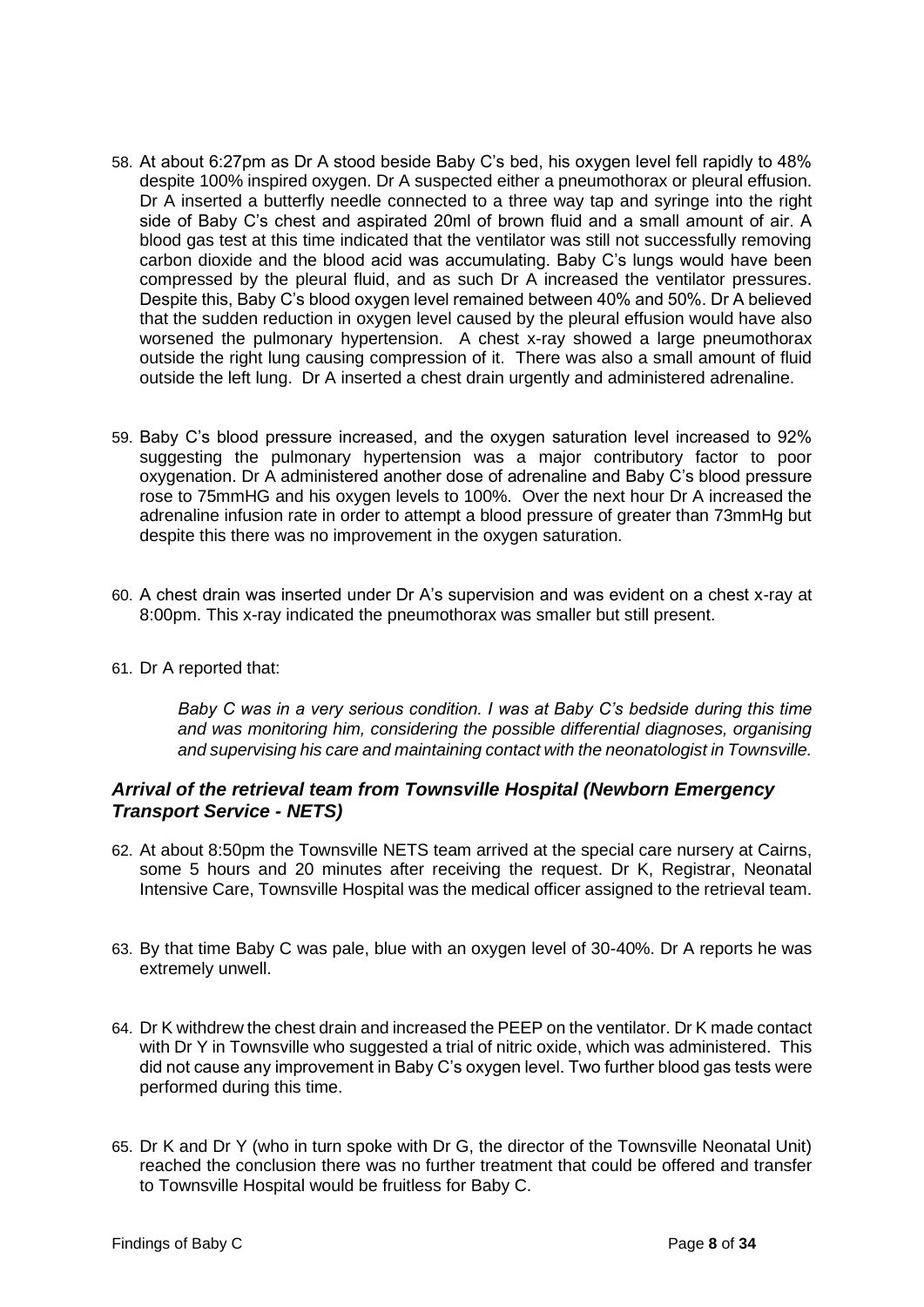58. At about 6:27pm as Dr A stood beside Baby C's bed, his oxygen level fell rapidly to 48% despite 100% inspired oxygen. Dr A suspected either a pneumothorax or pleural effusion. Dr A inserted a butterfly needle connected to a three way tap and syringe into the right side of Baby C's chest and aspirated 20ml of brown fluid and a small amount of air. A blood gas test at this time indicated that the ventilator was still not successfully removing carbon dioxide and the blood acid was accumulating. Baby C's lungs would have been compressed by the pleural fluid, and as such Dr A increased the ventilator pressures. Despite this, Baby C's blood oxygen level remained between 40% and 50%. Dr A believed that the sudden reduction in oxygen level caused by the pleural effusion would have also worsened the pulmonary hypertension. A chest x-ray showed a large pneumothorax outside the right lung causing compression of it. There was also a small amount of fluid outside the left lung. Dr A inserted a chest drain urgently and administered adrenaline.

59. Baby C's blood pressure increased, and the oxygen saturation level increased to 92% suggesting the pulmonary hypertension was a major contributory factor to poor oxygenation. Dr A administered another dose of adrenaline and Baby C's blood pressure rose to 75mmHG and his oxygen levels to 100%. Over the next hour Dr A increased the adrenaline infusion rate in order to attempt a blood pressure of greater than 73mmHg but despite this there was no improvement in the oxygen saturation.

60. A chest drain was inserted under Dr A's supervision and was evident on a chest x-ray at 8:00pm. This x-ray indicated the pneumothorax was smaller but still present.

61. Dr A reported that:

> *Baby C was in a very serious condition. I was at Baby C's bedside during this time and was monitoring him, considering the possible differential diagnoses, organising and supervising his care and maintaining contact with the neonatologist in Townsville.*

### *Arrival of the retrieval team from Townsville Hospital (Newborn Emergency Transport Service - NETS)*

62. At about 8:50pm the Townsville NETS team arrived at the special care nursery at Cairns, some 5 hours and 20 minutes after receiving the request. Dr K, Registrar, Neonatal Intensive Care, Townsville Hospital was the medical officer assigned to the retrieval team.

63. By that time Baby C was pale, blue with an oxygen level of 30-40%. Dr A reports he was extremely unwell.

64. Dr K withdrew the chest drain and increased the PEEP on the ventilator. Dr K made contact with Dr Y in Townsville who suggested a trial of nitric oxide, which was administered. This did not cause any improvement in Baby C's oxygen level. Two further blood gas tests were performed during this time.

65. Dr K and Dr Y (who in turn spoke with Dr G, the director of the Townsville Neonatal Unit) reached the conclusion there was no further treatment that could be offered and transfer to Townsville Hospital would be fruitless for Baby C.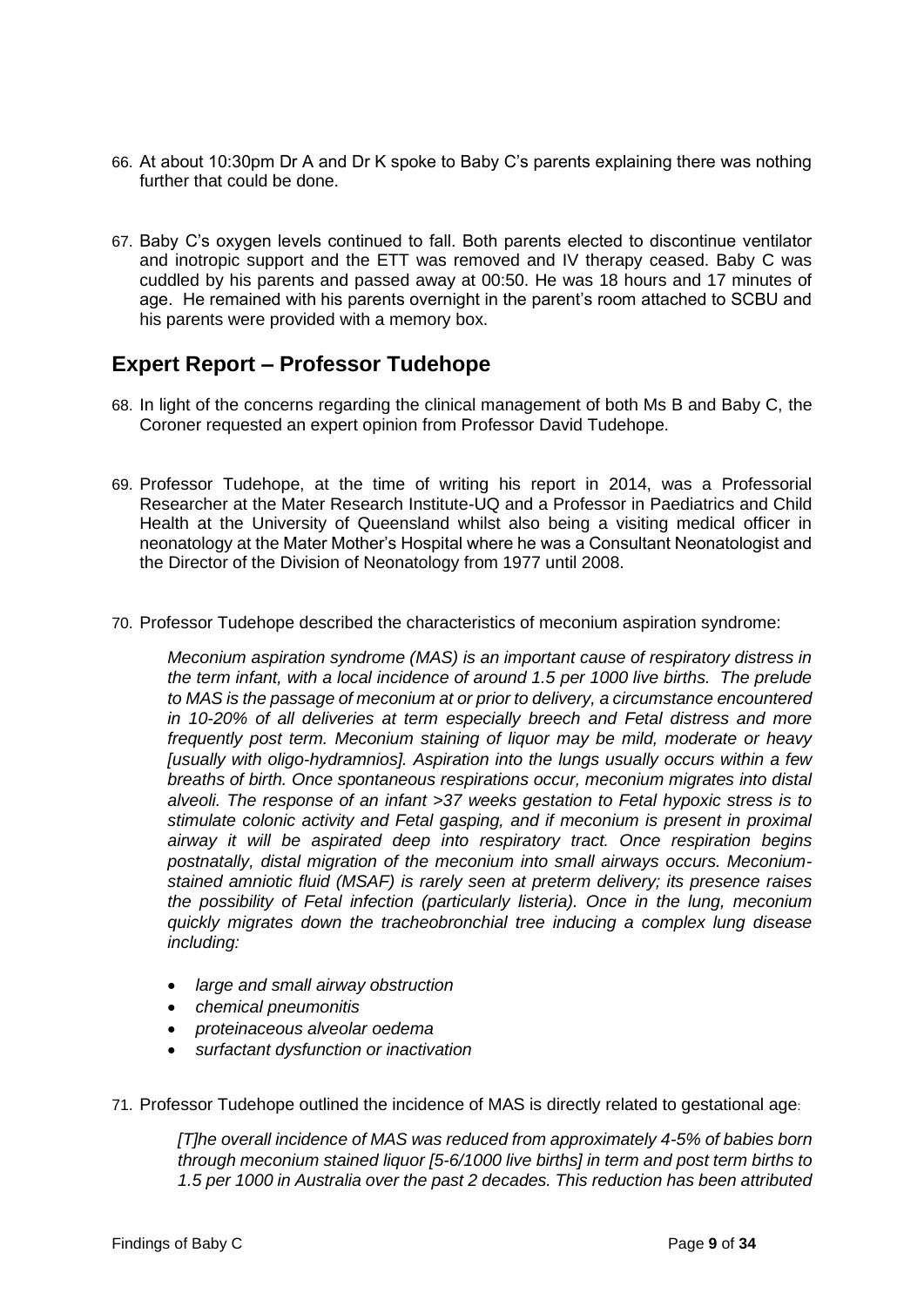66. At about 10:30pm Dr A and Dr K spoke to Baby C's parents explaining there was nothing further that could be done.

67. Baby C's oxygen levels continued to fall. Both parents elected to discontinue ventilator and inotropic support and the ETT was removed and IV therapy ceased. Baby C was cuddled by his parents and passed away at 00:50. He was 18 hours and 17 minutes of age. He remained with his parents overnight in the parent's room attached to SCBU and his parents were provided with a memory box.

## Expert Report – Professor Tudehope

68. In light of the concerns regarding the clinical management of both Ms B and Baby C, the Coroner requested an expert opinion from Professor David Tudehope.

69. Professor Tudehope, at the time of writing his report in 2014, was a Professorial Researcher at the Mater Research Institute-UQ and a Professor in Paediatrics and Child Health at the University of Queensland whilst also being a visiting medical officer in neonatology at the Mater Mother's Hospital where he was a Consultant Neonatologist and the Director of the Division of Neonatology from 1977 until 2008.

70. Professor Tudehope described the characteristics of meconium aspiration syndrome:

> *Meconium aspiration syndrome (MAS) is an important cause of respiratory distress in the term infant, with a local incidence of around 1.5 per 1000 live births. The prelude to MAS is the passage of meconium at or prior to delivery, a circumstance encountered in 10-20% of all deliveries at term especially breech and Fetal distress and more frequently post term. Meconium staining of liquor may be mild, moderate or heavy [usually with oligo-hydramnios]. Aspiration into the lungs usually occurs within a few breaths of birth. Once spontaneous respirations occur, meconium migrates into distal alveoli. The response of an infant >37 weeks gestation to Fetal hypoxic stress is to stimulate colonic activity and Fetal gasping, and if meconium is present in proximal airway it will be aspirated deep into respiratory tract. Once respiration begins postnatally, distal migration of the meconium into small airways occurs. Meconium-stained amniotic fluid (MSAF) is rarely seen at preterm delivery; its presence raises the possibility of Fetal infection (particularly listeria). Once in the lung, meconium quickly migrates down the tracheobronchial tree inducing a complex lung disease including:*
>
> - *large and small airway obstruction*
> - *chemical pneumonitis*
> - *proteinaceous alveolar oedema*
> - *surfactant dysfunction or inactivation*

71. Professor Tudehope outlined the incidence of MAS is directly related to gestational age:

> *[T]he overall incidence of MAS was reduced from approximately 4-5% of babies born through meconium stained liquor [5-6/1000 live births] in term and post term births to 1.5 per 1000 in Australia over the past 2 decades. This reduction has been attributed*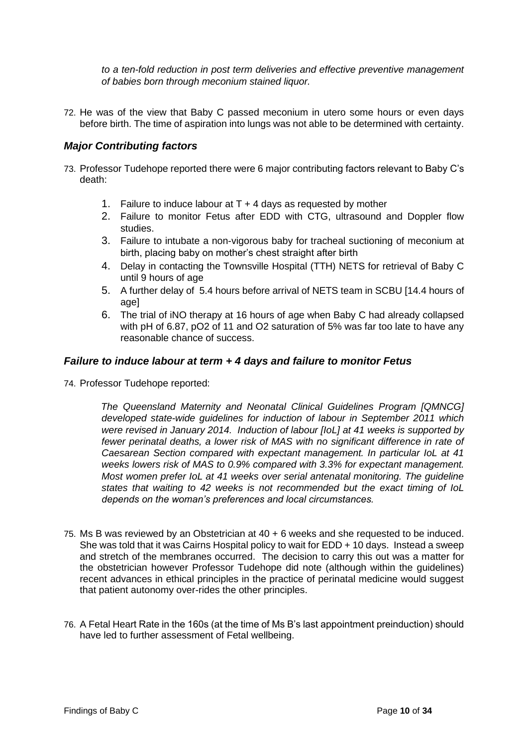*to a ten-fold reduction in post term deliveries and effective preventive management of babies born through meconium stained liquor.*

72. He was of the view that Baby C passed meconium in utero some hours or even days before birth. The time of aspiration into lungs was not able to be determined with certainty.

### *Major Contributing factors*

73. Professor Tudehope reported there were 6 major contributing factors relevant to Baby C's death:

    1. Failure to induce labour at T + 4 days as requested by mother
    2. Failure to monitor Fetus after EDD with CTG, ultrasound and Doppler flow studies.
    3. Failure to intubate a non-vigorous baby for tracheal suctioning of meconium at birth, placing baby on mother's chest straight after birth
    4. Delay in contacting the Townsville Hospital (TTH) NETS for retrieval of Baby C until 9 hours of age
    5. A further delay of 5.4 hours before arrival of NETS team in SCBU [14.4 hours of age]
    6. The trial of iNO therapy at 16 hours of age when Baby C had already collapsed with pH of 6.87, pO2 of 11 and O2 saturation of 5% was far too late to have any reasonable chance of success.

### *Failure to induce labour at term + 4 days and failure to monitor Fetus*

74. Professor Tudehope reported:

    *The Queensland Maternity and Neonatal Clinical Guidelines Program [QMNCG] developed state-wide guidelines for induction of labour in September 2011 which were revised in January 2014. Induction of labour [IoL] at 41 weeks is supported by fewer perinatal deaths, a lower risk of MAS with no significant difference in rate of Caesarean Section compared with expectant management. In particular IoL at 41 weeks lowers risk of MAS to 0.9% compared with 3.3% for expectant management. Most women prefer IoL at 41 weeks over serial antenatal monitoring. The guideline states that waiting to 42 weeks is not recommended but the exact timing of IoL depends on the woman's preferences and local circumstances.*

75. Ms B was reviewed by an Obstetrician at 40 + 6 weeks and she requested to be induced. She was told that it was Cairns Hospital policy to wait for EDD + 10 days. Instead a sweep and stretch of the membranes occurred. The decision to carry this out was a matter for the obstetrician however Professor Tudehope did note (although within the guidelines) recent advances in ethical principles in the practice of perinatal medicine would suggest that patient autonomy over-rides the other principles.

76. A Fetal Heart Rate in the 160s (at the time of Ms B's last appointment preinduction) should have led to further assessment of Fetal wellbeing.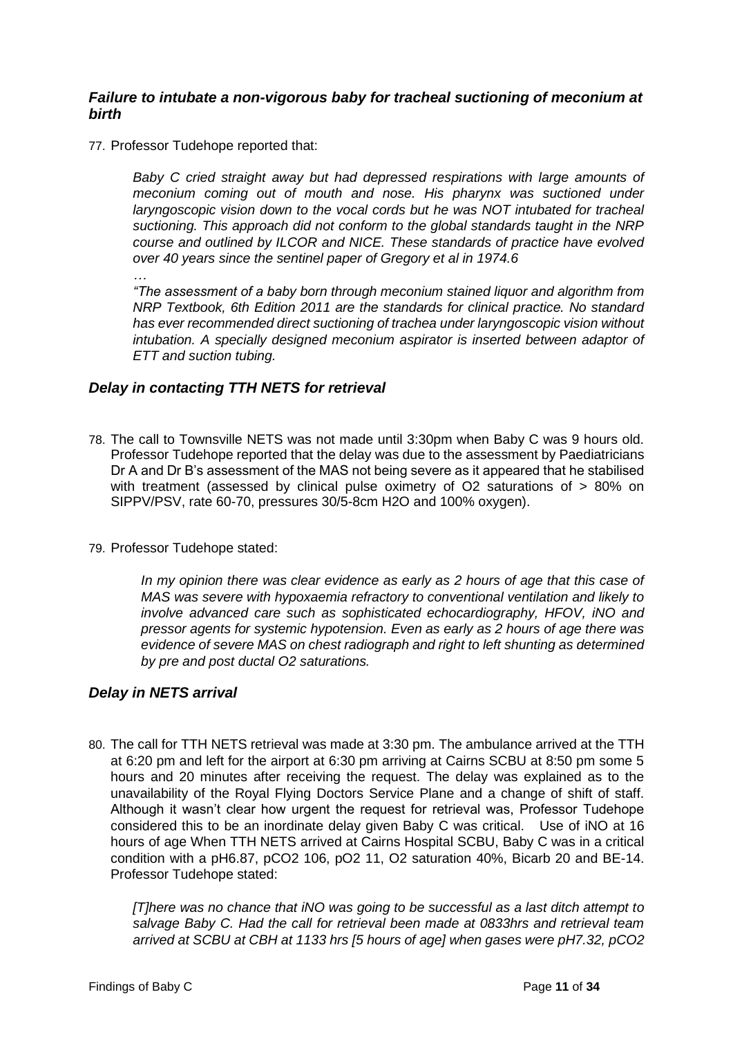### *Failure to intubate a non-vigorous baby for tracheal suctioning of meconium at birth*

77. Professor Tudehope reported that:

> *Baby C cried straight away but had depressed respirations with large amounts of meconium coming out of mouth and nose. His pharynx was suctioned under laryngoscopic vision down to the vocal cords but he was NOT intubated for tracheal suctioning. This approach did not conform to the global standards taught in the NRP course and outlined by ILCOR and NICE. These standards of practice have evolved over 40 years since the sentinel paper of Gregory et al in 1974.6*
>
> *…*
>
> *"The assessment of a baby born through meconium stained liquor and algorithm from NRP Textbook, 6th Edition 2011 are the standards for clinical practice. No standard has ever recommended direct suctioning of trachea under laryngoscopic vision without intubation. A specially designed meconium aspirator is inserted between adaptor of ETT and suction tubing.*

### *Delay in contacting TTH NETS for retrieval*

78. The call to Townsville NETS was not made until 3:30pm when Baby C was 9 hours old. Professor Tudehope reported that the delay was due to the assessment by Paediatricians Dr A and Dr B's assessment of the MAS not being severe as it appeared that he stabilised with treatment (assessed by clinical pulse oximetry of O2 saturations of > 80% on SIPPV/PSV, rate 60-70, pressures 30/5-8cm H2O and 100% oxygen).

79. Professor Tudehope stated:

> *In my opinion there was clear evidence as early as 2 hours of age that this case of MAS was severe with hypoxaemia refractory to conventional ventilation and likely to involve advanced care such as sophisticated echocardiography, HFOV, iNO and pressor agents for systemic hypotension. Even as early as 2 hours of age there was evidence of severe MAS on chest radiograph and right to left shunting as determined by pre and post ductal O2 saturations.*

### *Delay in NETS arrival*

80. The call for TTH NETS retrieval was made at 3:30 pm. The ambulance arrived at the TTH at 6:20 pm and left for the airport at 6:30 pm arriving at Cairns SCBU at 8:50 pm some 5 hours and 20 minutes after receiving the request. The delay was explained as to the unavailability of the Royal Flying Doctors Service Plane and a change of shift of staff. Although it wasn't clear how urgent the request for retrieval was, Professor Tudehope considered this to be an inordinate delay given Baby C was critical. Use of iNO at 16 hours of age When TTH NETS arrived at Cairns Hospital SCBU, Baby C was in a critical condition with a pH6.87, pCO2 106, pO2 11, O2 saturation 40%, Bicarb 20 and BE-14. Professor Tudehope stated:

> *[T]here was no chance that iNO was going to be successful as a last ditch attempt to salvage Baby C. Had the call for retrieval been made at 0833hrs and retrieval team arrived at SCBU at CBH at 1133 hrs [5 hours of age] when gases were pH7.32, pCO2*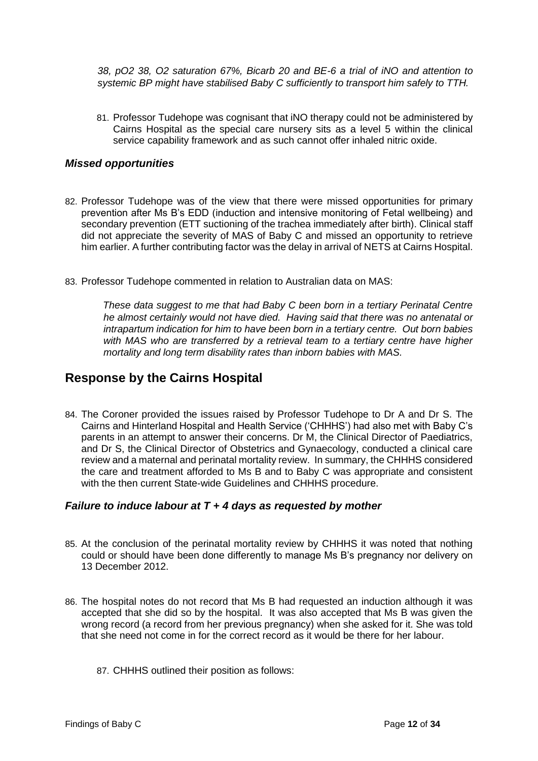*38, pO2 38, O2 saturation 67%, Bicarb 20 and BE-6 a trial of iNO and attention to systemic BP might have stabilised Baby C sufficiently to transport him safely to TTH.*

81. Professor Tudehope was cognisant that iNO therapy could not be administered by Cairns Hospital as the special care nursery sits as a level 5 within the clinical service capability framework and as such cannot offer inhaled nitric oxide.

### *Missed opportunities*

82. Professor Tudehope was of the view that there were missed opportunities for primary prevention after Ms B's EDD (induction and intensive monitoring of Fetal wellbeing) and secondary prevention (ETT suctioning of the trachea immediately after birth). Clinical staff did not appreciate the severity of MAS of Baby C and missed an opportunity to retrieve him earlier. A further contributing factor was the delay in arrival of NETS at Cairns Hospital.

83. Professor Tudehope commented in relation to Australian data on MAS:

> *These data suggest to me that had Baby C been born in a tertiary Perinatal Centre he almost certainly would not have died. Having said that there was no antenatal or intrapartum indication for him to have been born in a tertiary centre. Out born babies with MAS who are transferred by a retrieval team to a tertiary centre have higher mortality and long term disability rates than inborn babies with MAS.*

## Response by the Cairns Hospital

84. The Coroner provided the issues raised by Professor Tudehope to Dr A and Dr S. The Cairns and Hinterland Hospital and Health Service ('CHHHS') had also met with Baby C's parents in an attempt to answer their concerns. Dr M, the Clinical Director of Paediatrics, and Dr S, the Clinical Director of Obstetrics and Gynaecology, conducted a clinical care review and a maternal and perinatal mortality review. In summary, the CHHHS considered the care and treatment afforded to Ms B and to Baby C was appropriate and consistent with the then current State-wide Guidelines and CHHHS procedure.

### *Failure to induce labour at T + 4 days as requested by mother*

85. At the conclusion of the perinatal mortality review by CHHHS it was noted that nothing could or should have been done differently to manage Ms B's pregnancy nor delivery on 13 December 2012.

86. The hospital notes do not record that Ms B had requested an induction although it was accepted that she did so by the hospital. It was also accepted that Ms B was given the wrong record (a record from her previous pregnancy) when she asked for it. She was told that she need not come in for the correct record as it would be there for her labour.

87. CHHHS outlined their position as follows: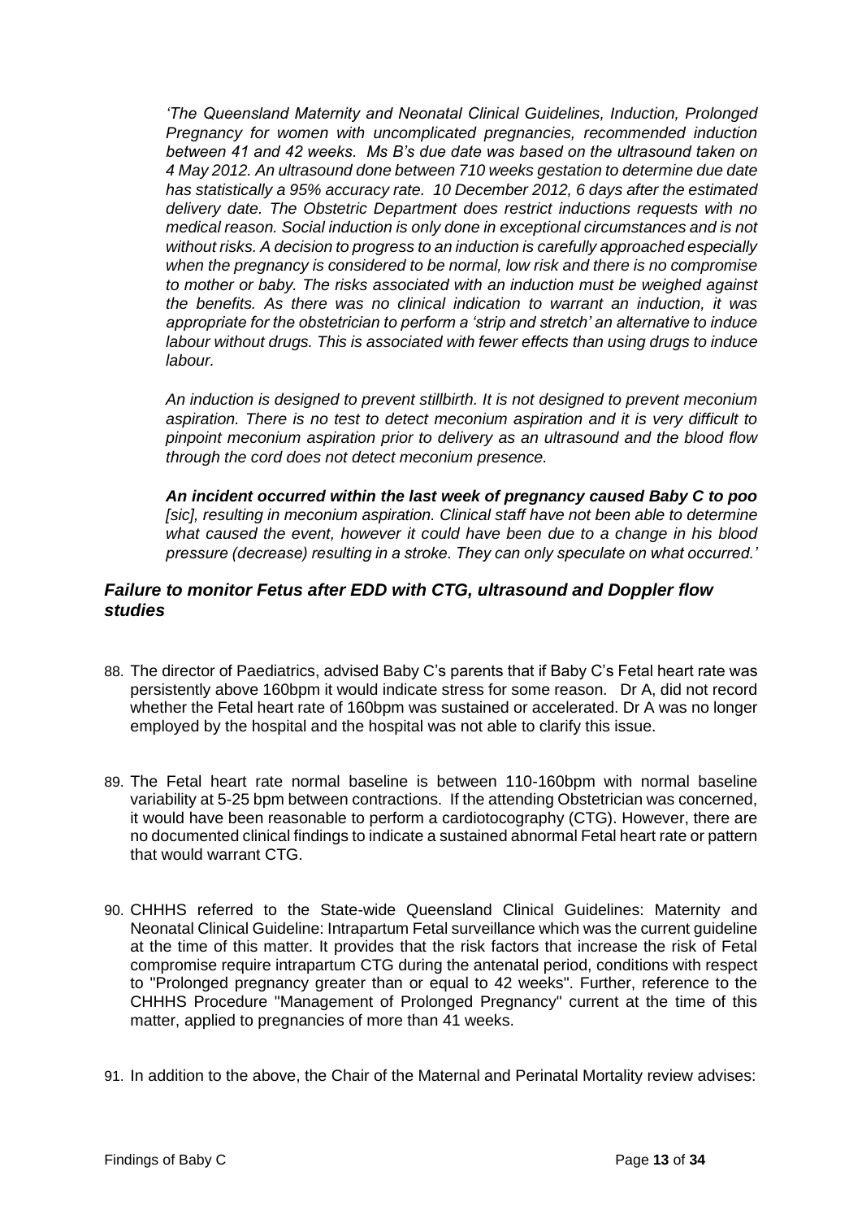*'The Queensland Maternity and Neonatal Clinical Guidelines, Induction, Prolonged Pregnancy for women with uncomplicated pregnancies, recommended induction between 41 and 42 weeks. Ms B's due date was based on the ultrasound taken on 4 May 2012. An ultrasound done between 710 weeks gestation to determine due date has statistically a 95% accuracy rate. 10 December 2012, 6 days after the estimated delivery date. The Obstetric Department does restrict inductions requests with no medical reason. Social induction is only done in exceptional circumstances and is not without risks. A decision to progress to an induction is carefully approached especially when the pregnancy is considered to be normal, low risk and there is no compromise to mother or baby. The risks associated with an induction must be weighed against the benefits. As there was no clinical indication to warrant an induction, it was appropriate for the obstetrician to perform a 'strip and stretch' an alternative to induce labour without drugs. This is associated with fewer effects than using drugs to induce labour.*

*An induction is designed to prevent stillbirth. It is not designed to prevent meconium aspiration. There is no test to detect meconium aspiration and it is very difficult to pinpoint meconium aspiration prior to delivery as an ultrasound and the blood flow through the cord does not detect meconium presence.*

***An incident occurred within the last week of pregnancy caused Baby C to poo*** *[sic], resulting in meconium aspiration. Clinical staff have not been able to determine what caused the event, however it could have been due to a change in his blood pressure (decrease) resulting in a stroke. They can only speculate on what occurred.'*

### *Failure to monitor Fetus after EDD with CTG, ultrasound and Doppler flow studies*

88. The director of Paediatrics, advised Baby C's parents that if Baby C's Fetal heart rate was persistently above 160bpm it would indicate stress for some reason. Dr A, did not record whether the Fetal heart rate of 160bpm was sustained or accelerated. Dr A was no longer employed by the hospital and the hospital was not able to clarify this issue.

89. The Fetal heart rate normal baseline is between 110-160bpm with normal baseline variability at 5-25 bpm between contractions. If the attending Obstetrician was concerned, it would have been reasonable to perform a cardiotocography (CTG). However, there are no documented clinical findings to indicate a sustained abnormal Fetal heart rate or pattern that would warrant CTG.

90. CHHHS referred to the State-wide Queensland Clinical Guidelines: Maternity and Neonatal Clinical Guideline: Intrapartum Fetal surveillance which was the current guideline at the time of this matter. It provides that the risk factors that increase the risk of Fetal compromise require intrapartum CTG during the antenatal period, conditions with respect to "Prolonged pregnancy greater than or equal to 42 weeks". Further, reference to the CHHHS Procedure "Management of Prolonged Pregnancy" current at the time of this matter, applied to pregnancies of more than 41 weeks.

91. In addition to the above, the Chair of the Maternal and Perinatal Mortality review advises: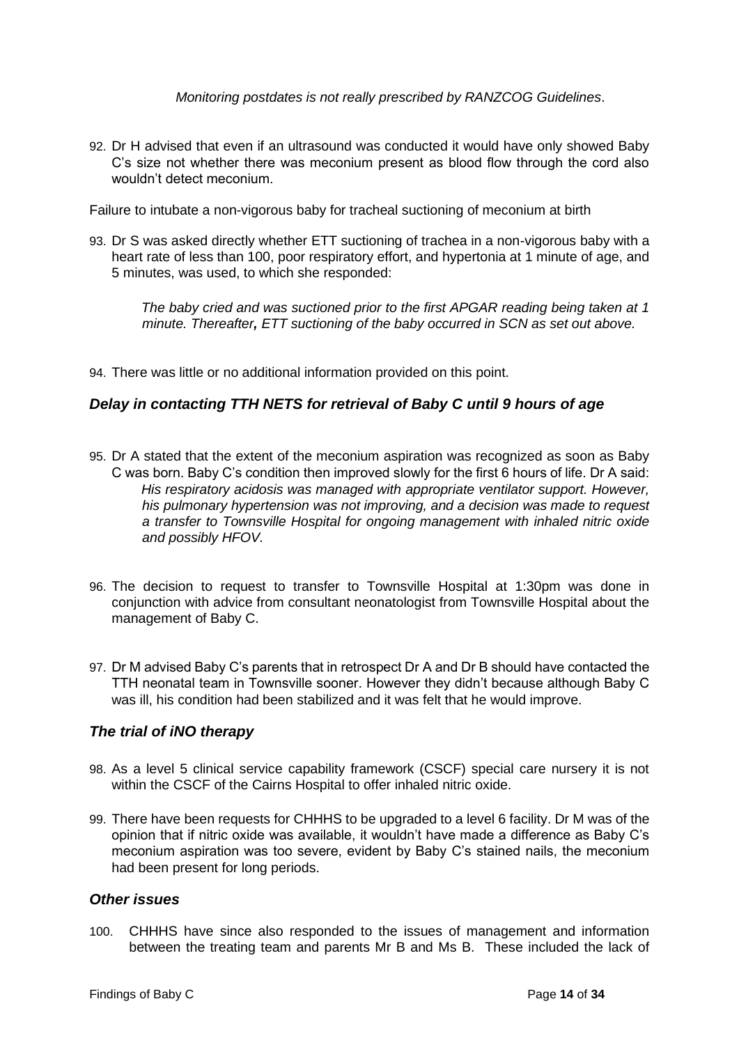*Monitoring postdates is not really prescribed by RANZCOG Guidelines*.

92. Dr H advised that even if an ultrasound was conducted it would have only showed Baby C's size not whether there was meconium present as blood flow through the cord also wouldn't detect meconium.

Failure to intubate a non-vigorous baby for tracheal suctioning of meconium at birth

93. Dr S was asked directly whether ETT suctioning of trachea in a non-vigorous baby with a heart rate of less than 100, poor respiratory effort, and hypertonia at 1 minute of age, and 5 minutes, was used, to which she responded:

    *The baby cried and was suctioned prior to the first APGAR reading being taken at 1 minute. Thereafter**,** ETT suctioning of the baby occurred in SCN as set out above.*

94. There was little or no additional information provided on this point.

### *Delay in contacting TTH NETS for retrieval of Baby C until 9 hours of age*

95. Dr A stated that the extent of the meconium aspiration was recognized as soon as Baby C was born. Baby C's condition then improved slowly for the first 6 hours of life. Dr A said:
    *His respiratory acidosis was managed with appropriate ventilator support. However, his pulmonary hypertension was not improving, and a decision was made to request a transfer to Townsville Hospital for ongoing management with inhaled nitric oxide and possibly HFOV.*

96. The decision to request to transfer to Townsville Hospital at 1:30pm was done in conjunction with advice from consultant neonatologist from Townsville Hospital about the management of Baby C.

97. Dr M advised Baby C's parents that in retrospect Dr A and Dr B should have contacted the TTH neonatal team in Townsville sooner. However they didn't because although Baby C was ill, his condition had been stabilized and it was felt that he would improve.

### *The trial of iNO therapy*

98. As a level 5 clinical service capability framework (CSCF) special care nursery it is not within the CSCF of the Cairns Hospital to offer inhaled nitric oxide.

99. There have been requests for CHHHS to be upgraded to a level 6 facility. Dr M was of the opinion that if nitric oxide was available, it wouldn't have made a difference as Baby C's meconium aspiration was too severe, evident by Baby C's stained nails, the meconium had been present for long periods.

### *Other issues*

100. CHHHS have since also responded to the issues of management and information between the treating team and parents Mr B and Ms B. These included the lack of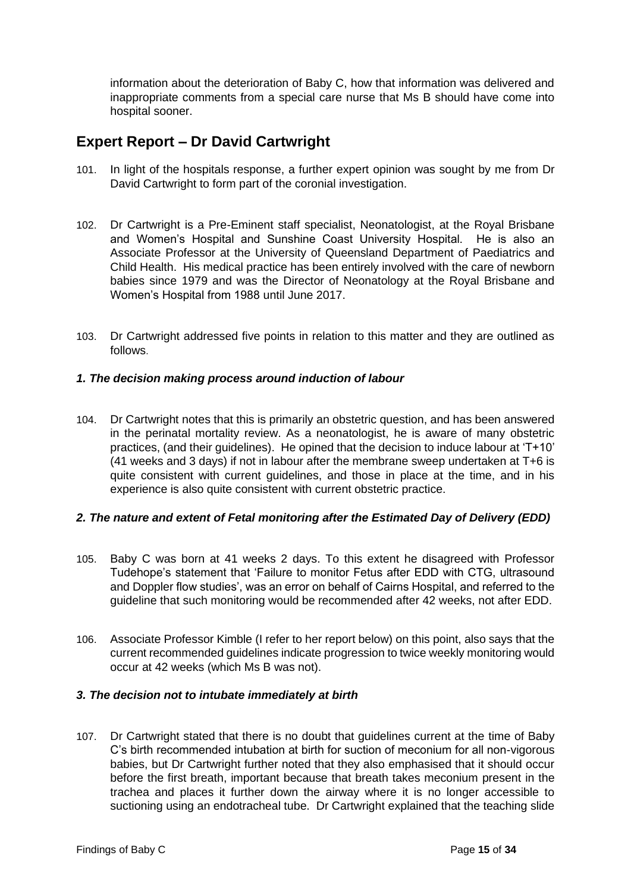information about the deterioration of Baby C, how that information was delivered and inappropriate comments from a special care nurse that Ms B should have come into hospital sooner.

## Expert Report – Dr David Cartwright

101. In light of the hospitals response, a further expert opinion was sought by me from Dr David Cartwright to form part of the coronial investigation.

102. Dr Cartwright is a Pre-Eminent staff specialist, Neonatologist, at the Royal Brisbane and Women's Hospital and Sunshine Coast University Hospital. He is also an Associate Professor at the University of Queensland Department of Paediatrics and Child Health. His medical practice has been entirely involved with the care of newborn babies since 1979 and was the Director of Neonatology at the Royal Brisbane and Women's Hospital from 1988 until June 2017.

103. Dr Cartwright addressed five points in relation to this matter and they are outlined as follows.

### *1. The decision making process around induction of labour*

104. Dr Cartwright notes that this is primarily an obstetric question, and has been answered in the perinatal mortality review. As a neonatologist, he is aware of many obstetric practices, (and their guidelines). He opined that the decision to induce labour at 'T+10' (41 weeks and 3 days) if not in labour after the membrane sweep undertaken at T+6 is quite consistent with current guidelines, and those in place at the time, and in his experience is also quite consistent with current obstetric practice.

### *2. The nature and extent of Fetal monitoring after the Estimated Day of Delivery (EDD)*

105. Baby C was born at 41 weeks 2 days. To this extent he disagreed with Professor Tudehope's statement that 'Failure to monitor Fetus after EDD with CTG, ultrasound and Doppler flow studies', was an error on behalf of Cairns Hospital, and referred to the guideline that such monitoring would be recommended after 42 weeks, not after EDD.

106. Associate Professor Kimble (I refer to her report below) on this point, also says that the current recommended guidelines indicate progression to twice weekly monitoring would occur at 42 weeks (which Ms B was not).

### *3. The decision not to intubate immediately at birth*

107. Dr Cartwright stated that there is no doubt that guidelines current at the time of Baby C's birth recommended intubation at birth for suction of meconium for all non-vigorous babies, but Dr Cartwright further noted that they also emphasised that it should occur before the first breath, important because that breath takes meconium present in the trachea and places it further down the airway where it is no longer accessible to suctioning using an endotracheal tube. Dr Cartwright explained that the teaching slide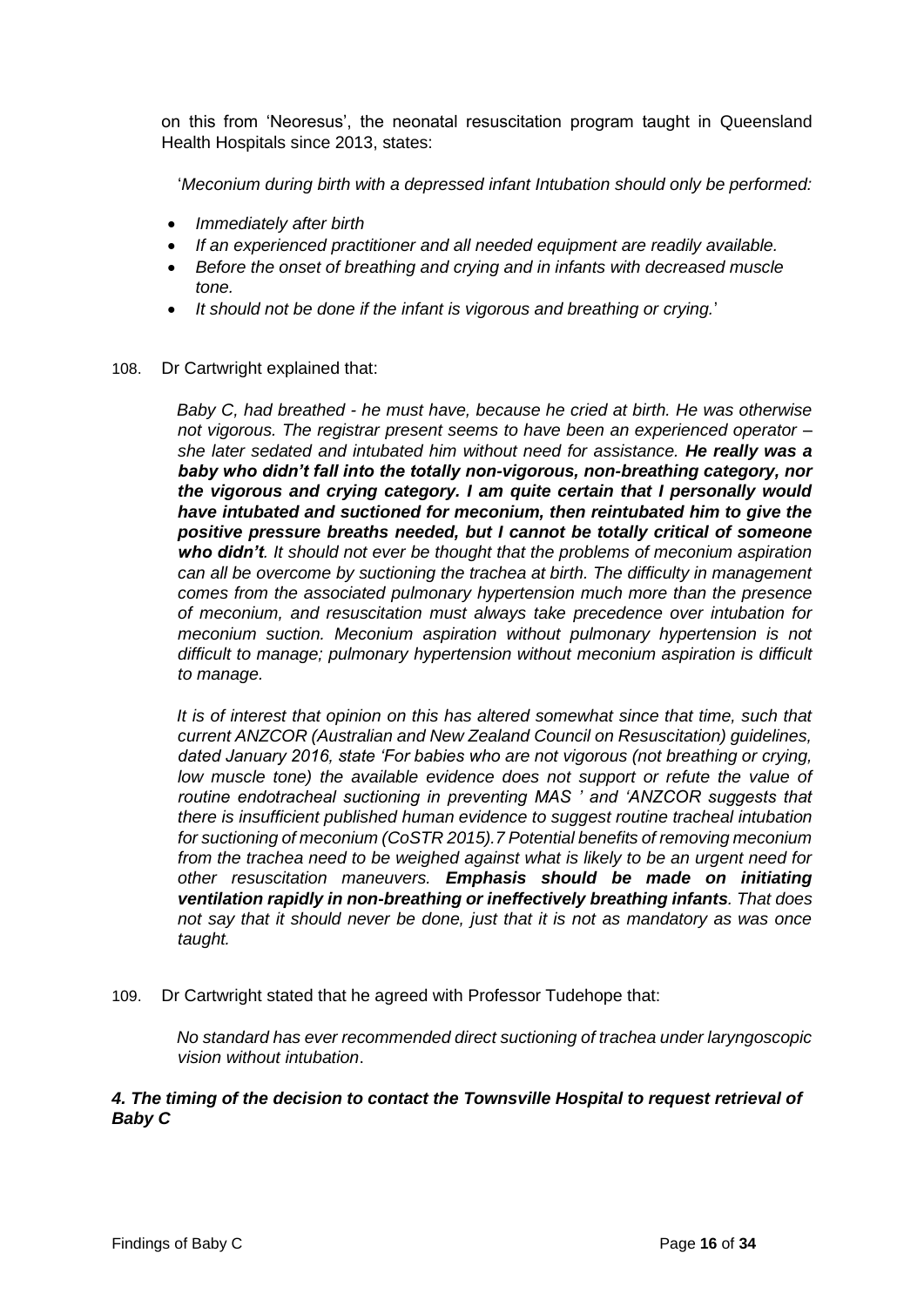on this from 'Neoresus', the neonatal resuscitation program taught in Queensland Health Hospitals since 2013, states:

'*Meconium during birth with a depressed infant Intubation should only be performed:*

- *Immediately after birth*
- *If an experienced practitioner and all needed equipment are readily available.*
- *Before the onset of breathing and crying and in infants with decreased muscle tone.*
- *It should not be done if the infant is vigorous and breathing or crying.*'

108. Dr Cartwright explained that:

*Baby C, had breathed - he must have, because he cried at birth. He was otherwise not vigorous. The registrar present seems to have been an experienced operator – she later sedated and intubated him without need for assistance.* ***He really was a baby who didn't fall into the totally non-vigorous, non-breathing category, nor the vigorous and crying category. I am quite certain that I personally would have intubated and suctioned for meconium, then reintubated him to give the positive pressure breaths needed, but I cannot be totally critical of someone who didn't****. It should not ever be thought that the problems of meconium aspiration can all be overcome by suctioning the trachea at birth. The difficulty in management comes from the associated pulmonary hypertension much more than the presence of meconium, and resuscitation must always take precedence over intubation for meconium suction. Meconium aspiration without pulmonary hypertension is not difficult to manage; pulmonary hypertension without meconium aspiration is difficult to manage.*

*It is of interest that opinion on this has altered somewhat since that time, such that current ANZCOR (Australian and New Zealand Council on Resuscitation) guidelines, dated January 2016, state 'For babies who are not vigorous (not breathing or crying, low muscle tone) the available evidence does not support or refute the value of routine endotracheal suctioning in preventing MAS ' and 'ANZCOR suggests that there is insufficient published human evidence to suggest routine tracheal intubation for suctioning of meconium (CoSTR 2015).7 Potential benefits of removing meconium from the trachea need to be weighed against what is likely to be an urgent need for other resuscitation maneuvers.* ***Emphasis should be made on initiating ventilation rapidly in non-breathing or ineffectively breathing infants****. That does not say that it should never be done, just that it is not as mandatory as was once taught.*

109. Dr Cartwright stated that he agreed with Professor Tudehope that:

*No standard has ever recommended direct suctioning of trachea under laryngoscopic vision without intubation*.

### *4. The timing of the decision to contact the Townsville Hospital to request retrieval of Baby C*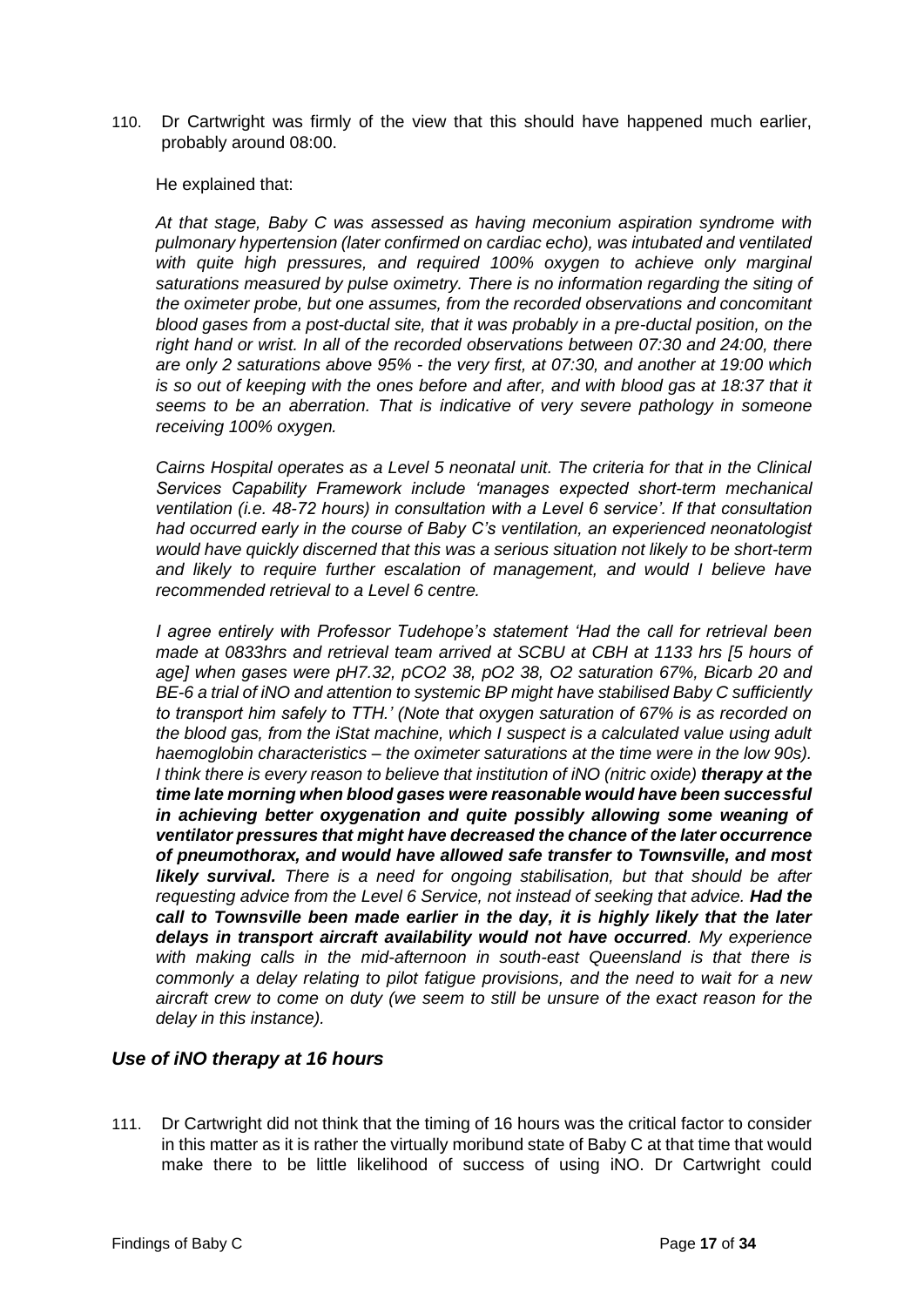110. Dr Cartwright was firmly of the view that this should have happened much earlier, probably around 08:00.

He explained that:

*At that stage, Baby C was assessed as having meconium aspiration syndrome with pulmonary hypertension (later confirmed on cardiac echo), was intubated and ventilated with quite high pressures, and required 100% oxygen to achieve only marginal saturations measured by pulse oximetry. There is no information regarding the siting of the oximeter probe, but one assumes, from the recorded observations and concomitant blood gases from a post-ductal site, that it was probably in a pre-ductal position, on the right hand or wrist. In all of the recorded observations between 07:30 and 24:00, there are only 2 saturations above 95% - the very first, at 07:30, and another at 19:00 which is so out of keeping with the ones before and after, and with blood gas at 18:37 that it seems to be an aberration. That is indicative of very severe pathology in someone receiving 100% oxygen.*

*Cairns Hospital operates as a Level 5 neonatal unit. The criteria for that in the Clinical Services Capability Framework include 'manages expected short-term mechanical ventilation (i.e. 48-72 hours) in consultation with a Level 6 service'. If that consultation had occurred early in the course of Baby C's ventilation, an experienced neonatologist would have quickly discerned that this was a serious situation not likely to be short-term and likely to require further escalation of management, and would I believe have recommended retrieval to a Level 6 centre.*

*I agree entirely with Professor Tudehope's statement 'Had the call for retrieval been made at 0833hrs and retrieval team arrived at SCBU at CBH at 1133 hrs [5 hours of age] when gases were pH7.32, pCO2 38, pO2 38, O2 saturation 67%, Bicarb 20 and BE-6 a trial of iNO and attention to systemic BP might have stabilised Baby C sufficiently to transport him safely to TTH.' (Note that oxygen saturation of 67% is as recorded on the blood gas, from the iStat machine, which I suspect is a calculated value using adult haemoglobin characteristics – the oximeter saturations at the time were in the low 90s). I think there is every reason to believe that institution of iNO (nitric oxide)* ***therapy at the time late morning when blood gases were reasonable would have been successful in achieving better oxygenation and quite possibly allowing some weaning of ventilator pressures that might have decreased the chance of the later occurrence of pneumothorax, and would have allowed safe transfer to Townsville, and most likely survival.*** *There is a need for ongoing stabilisation, but that should be after requesting advice from the Level 6 Service, not instead of seeking that advice.* ***Had the call to Townsville been made earlier in the day, it is highly likely that the later delays in transport aircraft availability would not have occurred****. My experience with making calls in the mid-afternoon in south-east Queensland is that there is commonly a delay relating to pilot fatigue provisions, and the need to wait for a new aircraft crew to come on duty (we seem to still be unsure of the exact reason for the delay in this instance).*

### *Use of iNO therapy at 16 hours*

111. Dr Cartwright did not think that the timing of 16 hours was the critical factor to consider in this matter as it is rather the virtually moribund state of Baby C at that time that would make there to be little likelihood of success of using iNO. Dr Cartwright could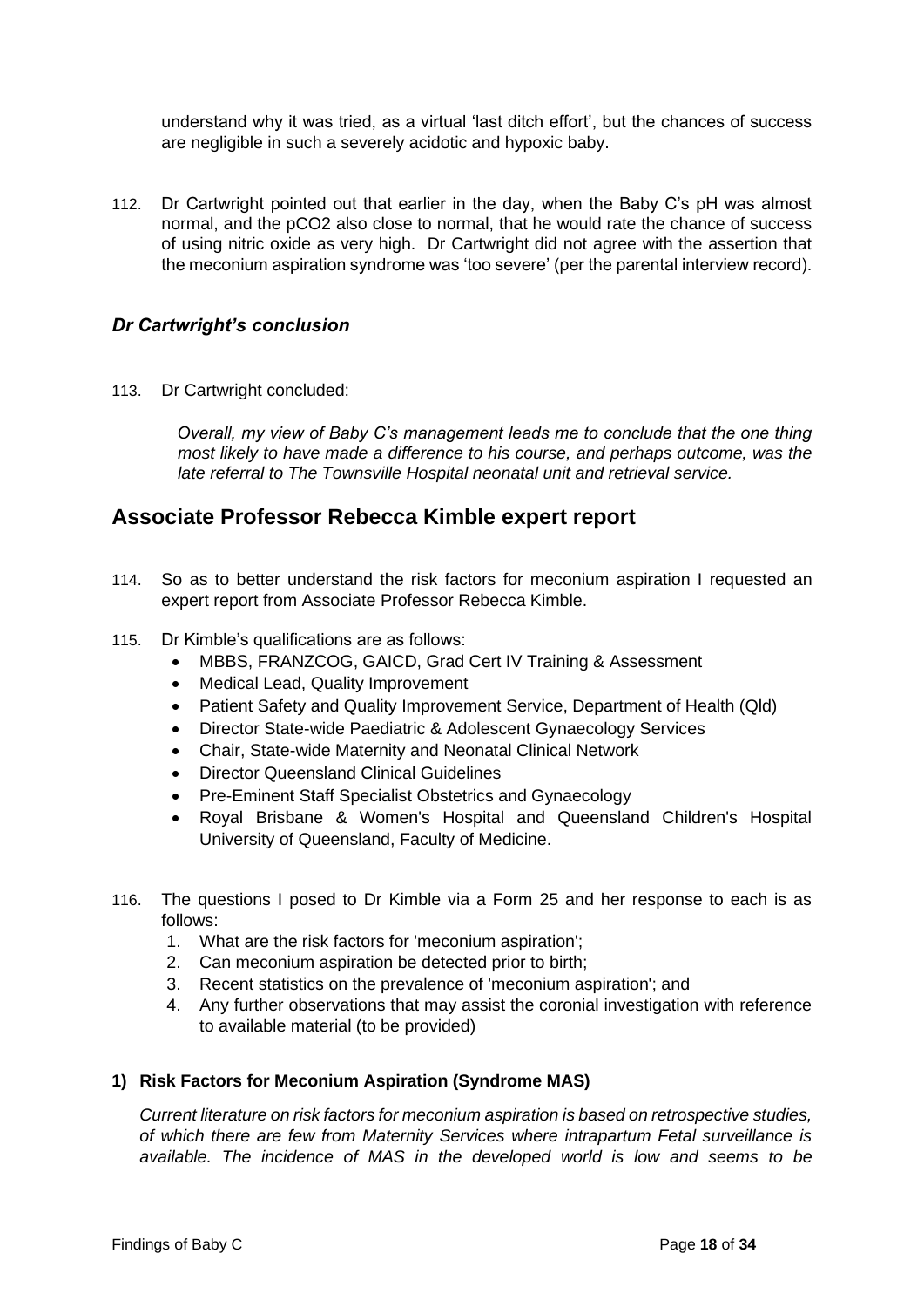understand why it was tried, as a virtual 'last ditch effort', but the chances of success are negligible in such a severely acidotic and hypoxic baby.

112. Dr Cartwright pointed out that earlier in the day, when the Baby C's pH was almost normal, and the pCO2 also close to normal, that he would rate the chance of success of using nitric oxide as very high. Dr Cartwright did not agree with the assertion that the meconium aspiration syndrome was 'too severe' (per the parental interview record).

### *Dr Cartwright's conclusion*

113. Dr Cartwright concluded:

> *Overall, my view of Baby C's management leads me to conclude that the one thing most likely to have made a difference to his course, and perhaps outcome, was the late referral to The Townsville Hospital neonatal unit and retrieval service.*

## Associate Professor Rebecca Kimble expert report

114. So as to better understand the risk factors for meconium aspiration I requested an expert report from Associate Professor Rebecca Kimble.

115. Dr Kimble's qualifications are as follows:
    - MBBS, FRANZCOG, GAICD, Grad Cert IV Training & Assessment
    - Medical Lead, Quality Improvement
    - Patient Safety and Quality Improvement Service, Department of Health (Qld)
    - Director State-wide Paediatric & Adolescent Gynaecology Services
    - Chair, State-wide Maternity and Neonatal Clinical Network
    - Director Queensland Clinical Guidelines
    - Pre-Eminent Staff Specialist Obstetrics and Gynaecology
    - Royal Brisbane & Women's Hospital and Queensland Children's Hospital University of Queensland, Faculty of Medicine.

116. The questions I posed to Dr Kimble via a Form 25 and her response to each is as follows:
    1. What are the risk factors for 'meconium aspiration';
    2. Can meconium aspiration be detected prior to birth;
    3. Recent statistics on the prevalence of 'meconium aspiration'; and
    4. Any further observations that may assist the coronial investigation with reference to available material (to be provided)

#### 1) Risk Factors for Meconium Aspiration (Syndrome MAS)

*Current literature on risk factors for meconium aspiration is based on retrospective studies, of which there are few from Maternity Services where intrapartum Fetal surveillance is available. The incidence of MAS in the developed world is low and seems to be*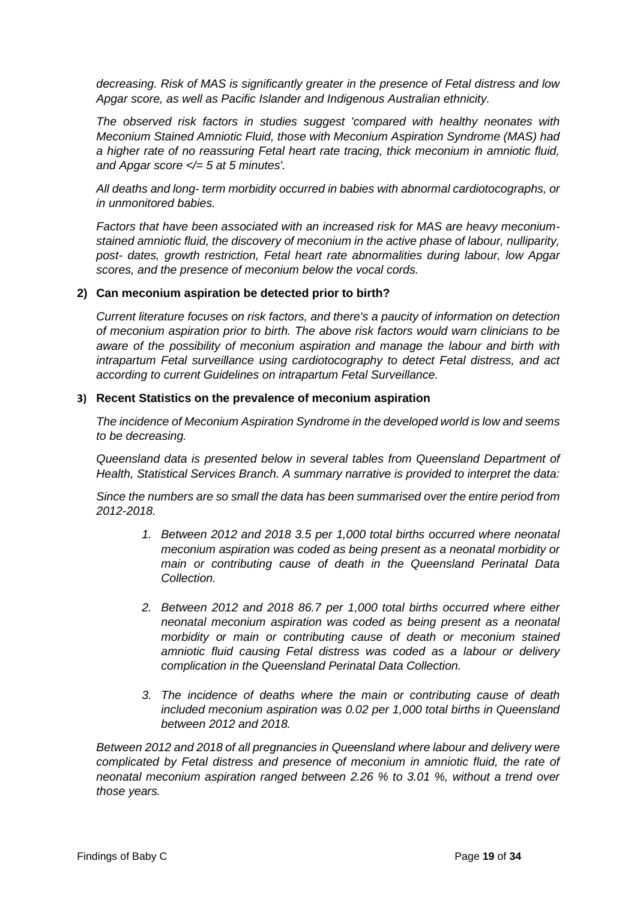*decreasing. Risk of MAS is significantly greater in the presence of Fetal distress and low Apgar score, as well as Pacific Islander and Indigenous Australian ethnicity.*

*The observed risk factors in studies suggest 'compared with healthy neonates with Meconium Stained Amniotic Fluid, those with Meconium Aspiration Syndrome (MAS) had a higher rate of no reassuring Fetal heart rate tracing, thick meconium in amniotic fluid, and Apgar score </= 5 at 5 minutes'.*

*All deaths and long- term morbidity occurred in babies with abnormal cardiotocographs, or in unmonitored babies.*

*Factors that have been associated with an increased risk for MAS are heavy meconium-stained amniotic fluid, the discovery of meconium in the active phase of labour, nulliparity, post- dates, growth restriction, Fetal heart rate abnormalities during labour, low Apgar scores, and the presence of meconium below the vocal cords.*

**2) Can meconium aspiration be detected prior to birth?**

*Current literature focuses on risk factors, and there's a paucity of information on detection of meconium aspiration prior to birth. The above risk factors would warn clinicians to be aware of the possibility of meconium aspiration and manage the labour and birth with intrapartum Fetal surveillance using cardiotocography to detect Fetal distress, and act according to current Guidelines on intrapartum Fetal Surveillance.*

**3) Recent Statistics on the prevalence of meconium aspiration**

*The incidence of Meconium Aspiration Syndrome in the developed world is low and seems to be decreasing.*

*Queensland data is presented below in several tables from Queensland Department of Health, Statistical Services Branch. A summary narrative is provided to interpret the data:*

*Since the numbers are so small the data has been summarised over the entire period from 2012-2018.*

1. *Between 2012 and 2018 3.5 per 1,000 total births occurred where neonatal meconium aspiration was coded as being present as a neonatal morbidity or main or contributing cause of death in the Queensland Perinatal Data Collection.*

2. *Between 2012 and 2018 86.7 per 1,000 total births occurred where either neonatal meconium aspiration was coded as being present as a neonatal morbidity or main or contributing cause of death or meconium stained amniotic fluid causing Fetal distress was coded as a labour or delivery complication in the Queensland Perinatal Data Collection.*

3. *The incidence of deaths where the main or contributing cause of death included meconium aspiration was 0.02 per 1,000 total births in Queensland between 2012 and 2018.*

*Between 2012 and 2018 of all pregnancies in Queensland where labour and delivery were complicated by Fetal distress and presence of meconium in amniotic fluid, the rate of neonatal meconium aspiration ranged between 2.26 % to 3.01 %, without a trend over those years.*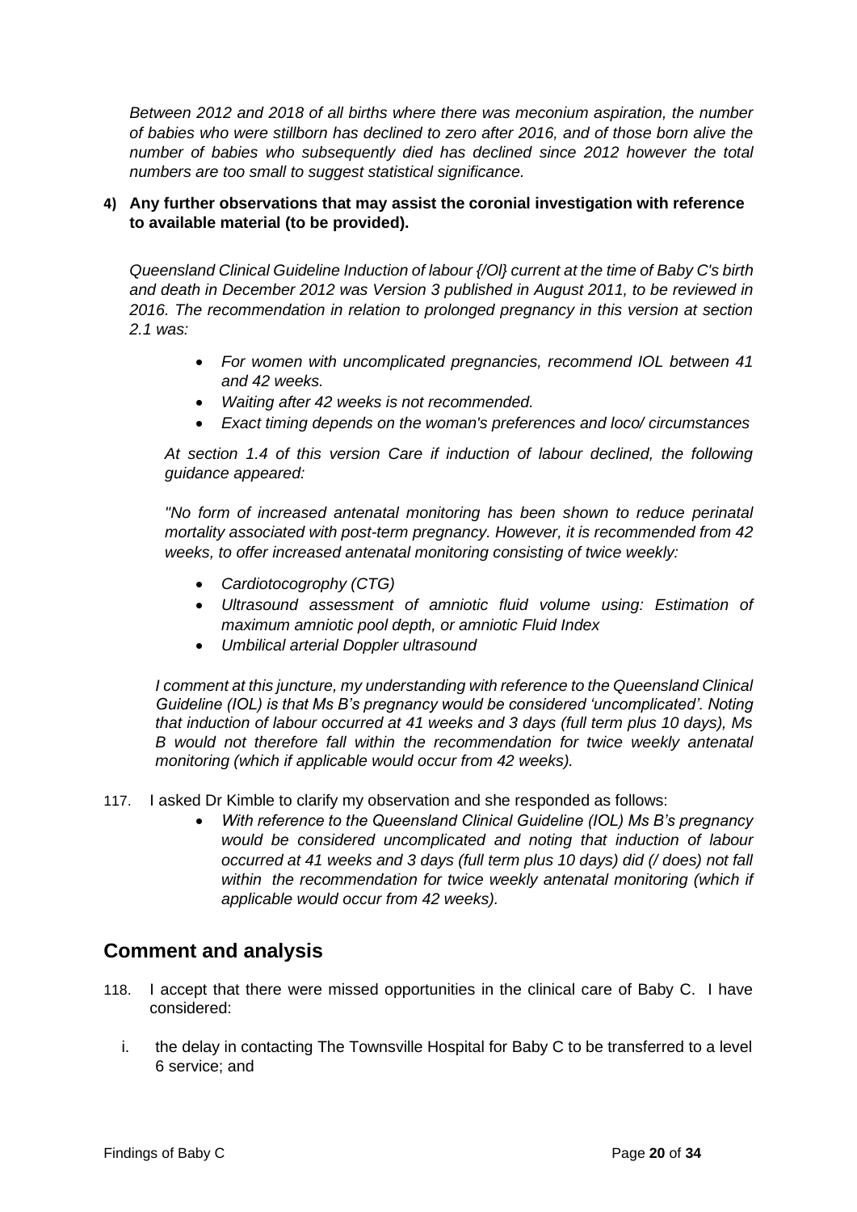*Between 2012 and 2018 of all births where there was meconium aspiration, the number of babies who were stillborn has declined to zero after 2016, and of those born alive the number of babies who subsequently died has declined since 2012 however the total numbers are too small to suggest statistical significance.*

**4) Any further observations that may assist the coronial investigation with reference to available material (to be provided).**

*Queensland Clinical Guideline Induction of labour {/Ol} current at the time of Baby C's birth and death in December 2012 was Version 3 published in August 2011, to be reviewed in 2016. The recommendation in relation to prolonged pregnancy in this version at section 2.1 was:*

- *For women with uncomplicated pregnancies, recommend IOL between 41 and 42 weeks.*
- *Waiting after 42 weeks is not recommended.*
- *Exact timing depends on the woman's preferences and loco/ circumstances*

*At section 1.4 of this version Care if induction of labour declined, the following guidance appeared:*

*"No form of increased antenatal monitoring has been shown to reduce perinatal mortality associated with post-term pregnancy. However, it is recommended from 42 weeks, to offer increased antenatal monitoring consisting of twice weekly:*

- *Cardiotocogrophy (CTG)*
- *Ultrasound assessment of amniotic fluid volume using: Estimation of maximum amniotic pool depth, or amniotic Fluid Index*
- *Umbilical arterial Doppler ultrasound*

*I comment at this juncture, my understanding with reference to the Queensland Clinical Guideline (IOL) is that Ms B's pregnancy would be considered 'uncomplicated'. Noting that induction of labour occurred at 41 weeks and 3 days (full term plus 10 days), Ms B would not therefore fall within the recommendation for twice weekly antenatal monitoring (which if applicable would occur from 42 weeks).*

117. I asked Dr Kimble to clarify my observation and she responded as follows:
    - *With reference to the Queensland Clinical Guideline (IOL) Ms B's pregnancy would be considered uncomplicated and noting that induction of labour occurred at 41 weeks and 3 days (full term plus 10 days) did (/ does) not fall within the recommendation for twice weekly antenatal monitoring (which if applicable would occur from 42 weeks).*

## Comment and analysis

118. I accept that there were missed opportunities in the clinical care of Baby C. I have considered:

    i. the delay in contacting The Townsville Hospital for Baby C to be transferred to a level 6 service; and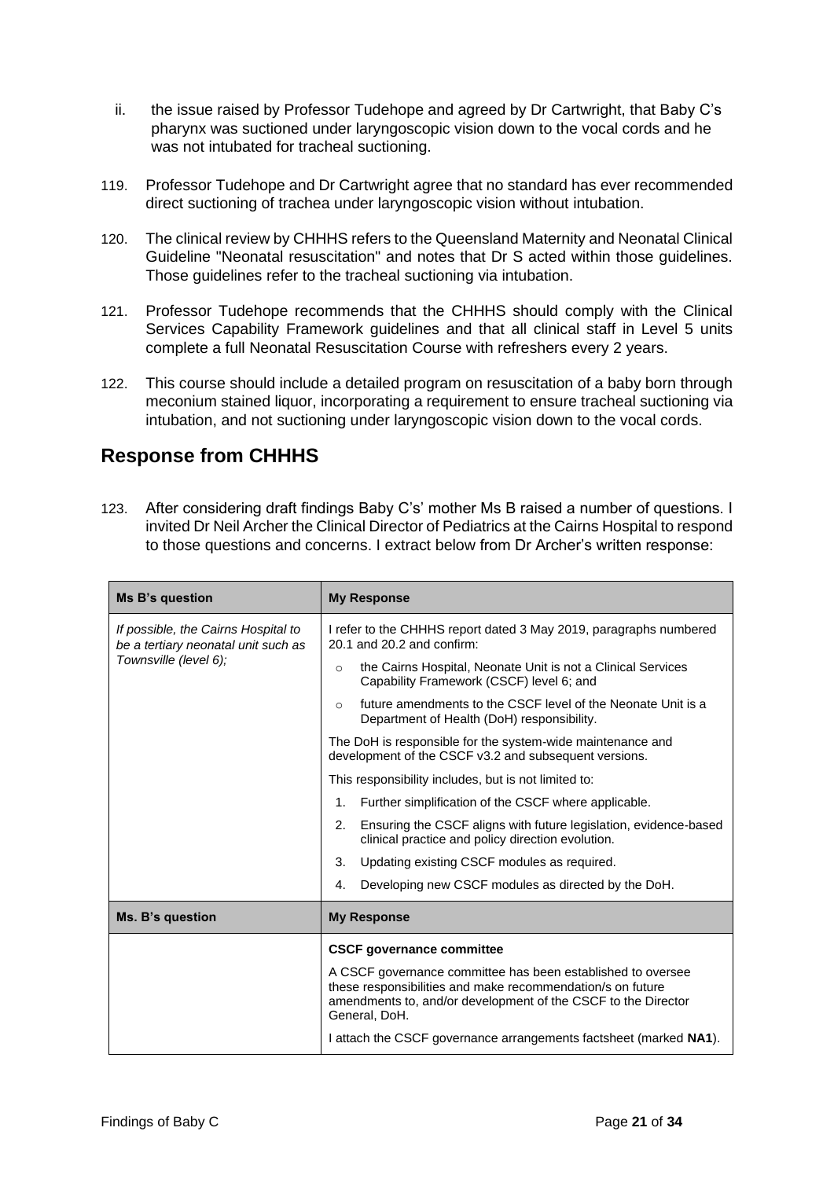ii. the issue raised by Professor Tudehope and agreed by Dr Cartwright, that Baby C's pharynx was suctioned under laryngoscopic vision down to the vocal cords and he was not intubated for tracheal suctioning.

119. Professor Tudehope and Dr Cartwright agree that no standard has ever recommended direct suctioning of trachea under laryngoscopic vision without intubation.

120. The clinical review by CHHHS refers to the Queensland Maternity and Neonatal Clinical Guideline "Neonatal resuscitation" and notes that Dr S acted within those guidelines. Those guidelines refer to the tracheal suctioning via intubation.

121. Professor Tudehope recommends that the CHHHS should comply with the Clinical Services Capability Framework guidelines and that all clinical staff in Level 5 units complete a full Neonatal Resuscitation Course with refreshers every 2 years.

122. This course should include a detailed program on resuscitation of a baby born through meconium stained liquor, incorporating a requirement to ensure tracheal suctioning via intubation, and not suctioning under laryngoscopic vision down to the vocal cords.

## Response from CHHHS

123. After considering draft findings Baby C's' mother Ms B raised a number of questions. I invited Dr Neil Archer the Clinical Director of Pediatrics at the Cairns Hospital to respond to those questions and concerns. I extract below from Dr Archer's written response:

| **Ms B's question** | **My Response** |
|---|---|
| *If possible, the Cairns Hospital to be a tertiary neonatal unit such as Townsville (level 6);* | I refer to the CHHHS report dated 3 May 2019, paragraphs numbered 20.1 and 20.2 and confirm:<br>○ the Cairns Hospital, Neonate Unit is not a Clinical Services Capability Framework (CSCF) level 6; and<br>○ future amendments to the CSCF level of the Neonate Unit is a Department of Health (DoH) responsibility.<br>The DoH is responsible for the system-wide maintenance and development of the CSCF v3.2 and subsequent versions.<br>This responsibility includes, but is not limited to:<br>1. Further simplification of the CSCF where applicable.<br>2. Ensuring the CSCF aligns with future legislation, evidence-based clinical practice and policy direction evolution.<br>3. Updating existing CSCF modules as required.<br>4. Developing new CSCF modules as directed by the DoH. |
| **Ms. B's question** | **My Response** |
| | **CSCF governance committee**<br>A CSCF governance committee has been established to oversee these responsibilities and make recommendation/s on future amendments to, and/or development of the CSCF to the Director General, DoH.<br>I attach the CSCF governance arrangements factsheet (marked **NA1**). |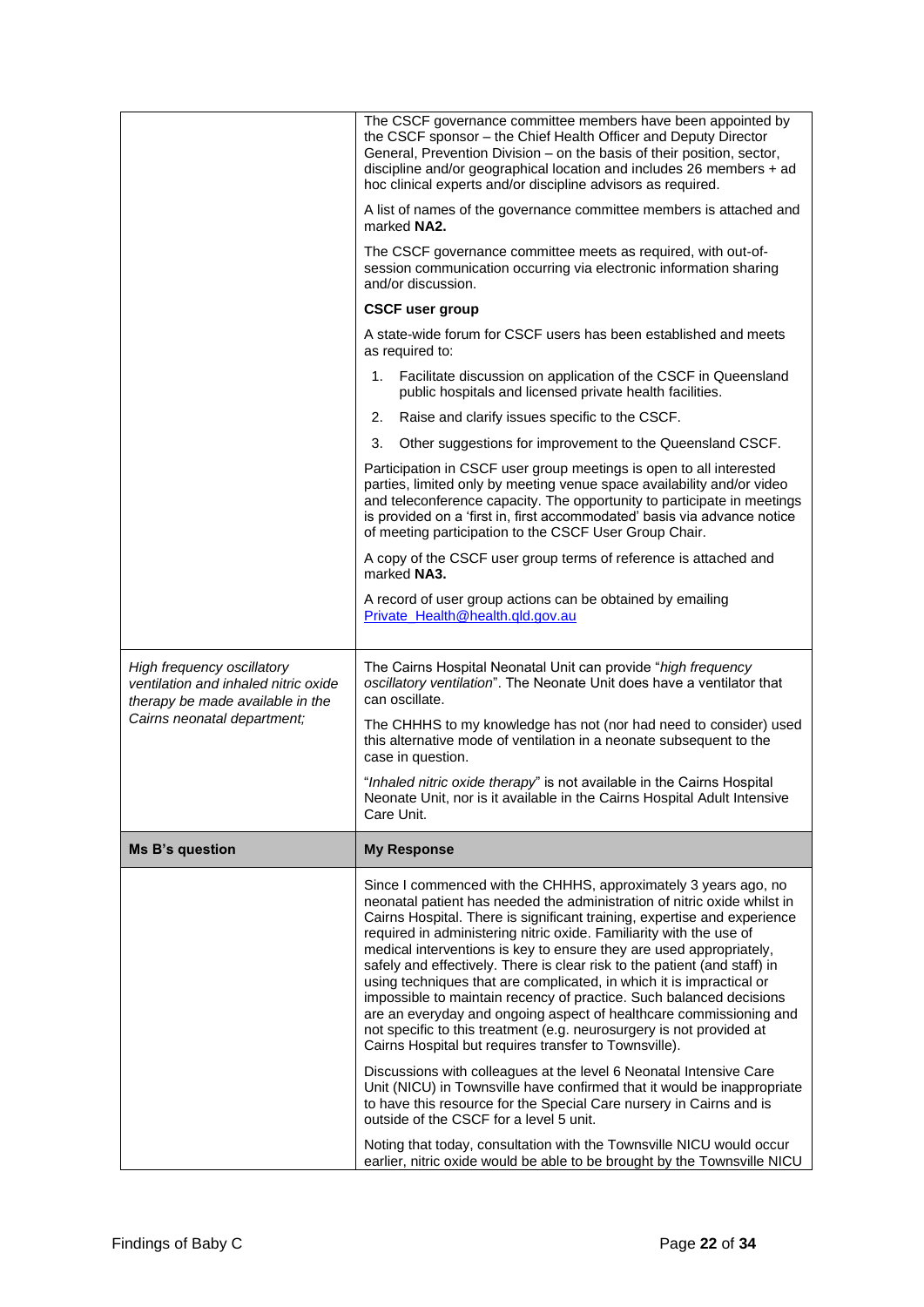| | |
|---|---|
| | The CSCF governance committee members have been appointed by the CSCF sponsor – the Chief Health Officer and Deputy Director General, Prevention Division – on the basis of their position, sector, discipline and/or geographical location and includes 26 members + ad hoc clinical experts and/or discipline advisors as required.<br><br>A list of names of the governance committee members is attached and marked **NA2.**<br><br>The CSCF governance committee meets as required, with out-of-session communication occurring via electronic information sharing and/or discussion.<br><br>**CSCF user group**<br><br>A state-wide forum for CSCF users has been established and meets as required to:<br><br>1. Facilitate discussion on application of the CSCF in Queensland public hospitals and licensed private health facilities.<br>2. Raise and clarify issues specific to the CSCF.<br>3. Other suggestions for improvement to the Queensland CSCF.<br><br>Participation in CSCF user group meetings is open to all interested parties, limited only by meeting venue space availability and/or video and teleconference capacity. The opportunity to participate in meetings is provided on a 'first in, first accommodated' basis via advance notice of meeting participation to the CSCF User Group Chair.<br><br>A copy of the CSCF user group terms of reference is attached and marked **NA3.**<br><br>A record of user group actions can be obtained by emailing Private_Health@health.qld.gov.au |
| *High frequency oscillatory ventilation and inhaled nitric oxide therapy be made available in the Cairns neonatal department;* | The Cairns Hospital Neonatal Unit can provide "*high frequency oscillatory ventilation*". The Neonate Unit does have a ventilator that can oscillate.<br><br>The CHHHS to my knowledge has not (nor had need to consider) used this alternative mode of ventilation in a neonate subsequent to the case in question.<br><br>"*Inhaled nitric oxide therapy*" is not available in the Cairns Hospital Neonate Unit, nor is it available in the Cairns Hospital Adult Intensive Care Unit. |
| **Ms B's question** | **My Response** |
| | Since I commenced with the CHHHS, approximately 3 years ago, no neonatal patient has needed the administration of nitric oxide whilst in Cairns Hospital. There is significant training, expertise and experience required in administering nitric oxide. Familiarity with the use of medical interventions is key to ensure they are used appropriately, safely and effectively. There is clear risk to the patient (and staff) in using techniques that are complicated, in which it is impractical or impossible to maintain recency of practice. Such balanced decisions are an everyday and ongoing aspect of healthcare commissioning and not specific to this treatment (e.g. neurosurgery is not provided at Cairns Hospital but requires transfer to Townsville).<br><br>Discussions with colleagues at the level 6 Neonatal Intensive Care Unit (NICU) in Townsville have confirmed that it would be inappropriate to have this resource for the Special Care nursery in Cairns and is outside of the CSCF for a level 5 unit.<br><br>Noting that today, consultation with the Townsville NICU would occur earlier, nitric oxide would be able to be brought by the Townsville NICU |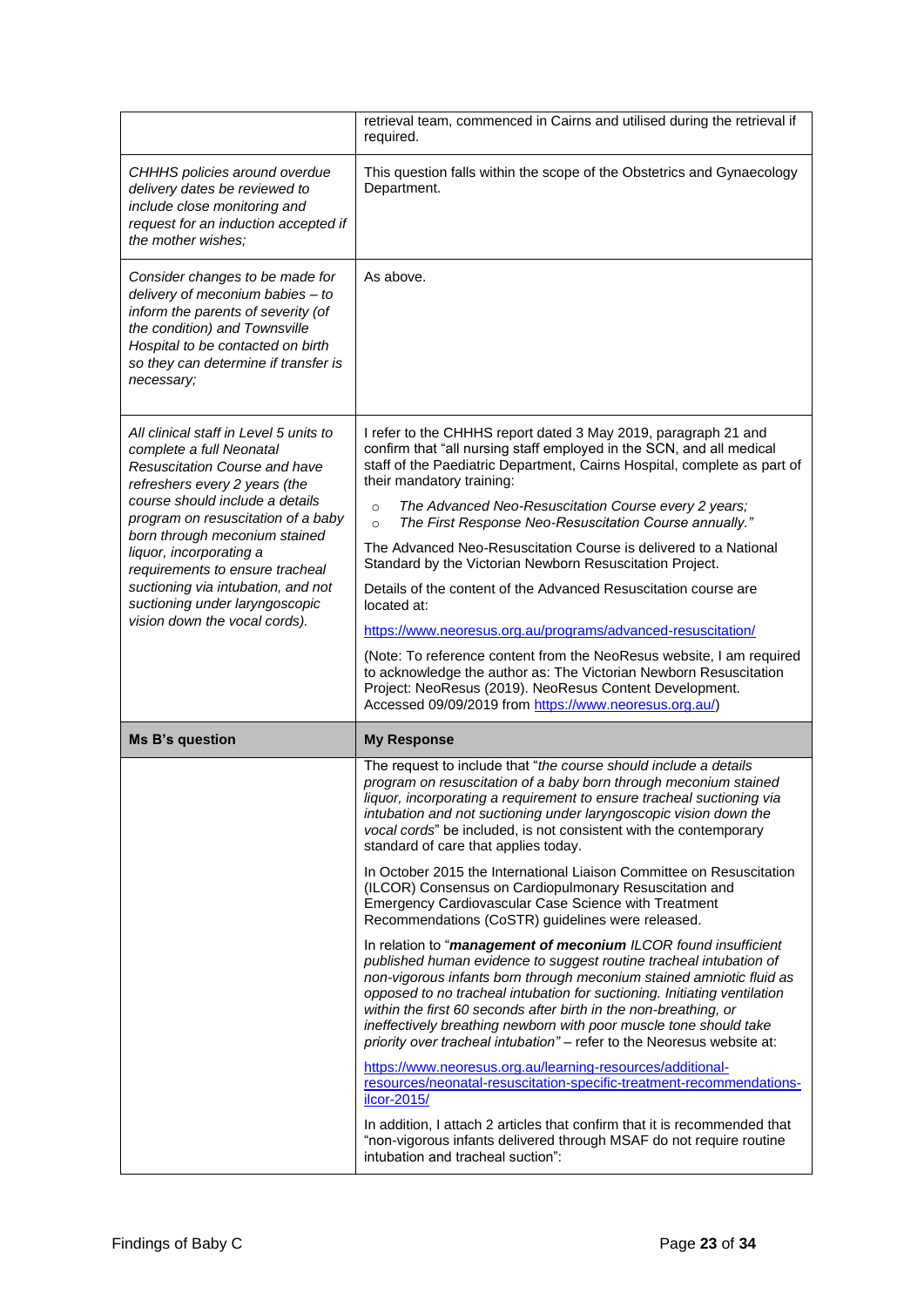| | |
|---|---|
| | retrieval team, commenced in Cairns and utilised during the retrieval if required. |
| *CHHHS policies around overdue delivery dates be reviewed to include close monitoring and request for an induction accepted if the mother wishes;* | This question falls within the scope of the Obstetrics and Gynaecology Department. |
| *Consider changes to be made for delivery of meconium babies – to inform the parents of severity (of the condition) and Townsville Hospital to be contacted on birth so they can determine if transfer is necessary;* | As above. |
| *All clinical staff in Level 5 units to complete a full Neonatal Resuscitation Course and have refreshers every 2 years (the course should include a details program on resuscitation of a baby born through meconium stained liquor, incorporating a requirements to ensure tracheal suctioning via intubation, and not suctioning under laryngoscopic vision down the vocal cords).* | I refer to the CHHHS report dated 3 May 2019, paragraph 21 and confirm that "all nursing staff employed in the SCN, and all medical staff of the Paediatric Department, Cairns Hospital, complete as part of their mandatory training:<br>○ *The Advanced Neo-Resuscitation Course every 2 years;*<br>○ *The First Response Neo-Resuscitation Course annually."*<br><br>The Advanced Neo-Resuscitation Course is delivered to a National Standard by the Victorian Newborn Resuscitation Project.<br><br>Details of the content of the Advanced Resuscitation course are located at:<br><br>https://www.neoresus.org.au/programs/advanced-resuscitation/<br><br>(Note: To reference content from the NeoResus website, I am required to acknowledge the author as: The Victorian Newborn Resuscitation Project: NeoResus (2019). NeoResus Content Development. Accessed 09/09/2019 from https://www.neoresus.org.au/) |
| **Ms B's question** | **My Response** |
| | The request to include that "*the course should include a details program on resuscitation of a baby born through meconium stained liquor, incorporating a requirement to ensure tracheal suctioning via intubation and not suctioning under laryngoscopic vision down the vocal cords*" be included, is not consistent with the contemporary standard of care that applies today.<br><br>In October 2015 the International Liaison Committee on Resuscitation (ILCOR) Consensus on Cardiopulmonary Resuscitation and Emergency Cardiovascular Case Science with Treatment Recommendations (CoSTR) guidelines were released.<br><br>In relation to "***management of meconium*** *ILCOR found insufficient published human evidence to suggest routine tracheal intubation of non-vigorous infants born through meconium stained amniotic fluid as opposed to no tracheal intubation for suctioning. Initiating ventilation within the first 60 seconds after birth in the non-breathing, or ineffectively breathing newborn with poor muscle tone should take priority over tracheal intubation"* – refer to the Neoresus website at:<br><br>https://www.neoresus.org.au/learning-resources/additional-resources/neonatal-resuscitation-specific-treatment-recommendations-ilcor-2015/<br><br>In addition, I attach 2 articles that confirm that it is recommended that "non-vigorous infants delivered through MSAF do not require routine intubation and tracheal suction": |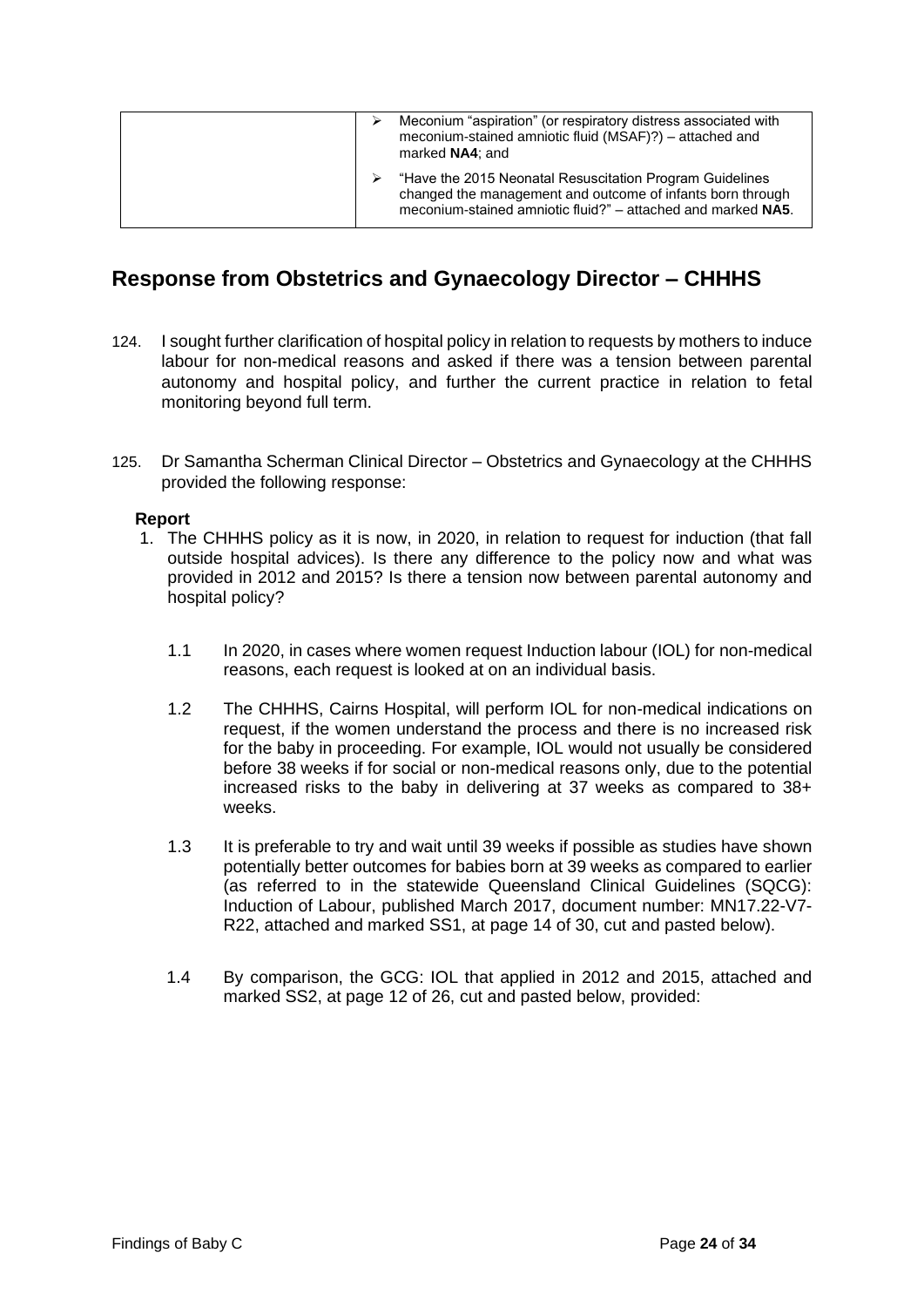| | |
|---|---|
| | ➢ Meconium "aspiration" (or respiratory distress associated with meconium-stained amniotic fluid (MSAF)?) – attached and marked **NA4**; and<br>➢ "Have the 2015 Neonatal Resuscitation Program Guidelines changed the management and outcome of infants born through meconium-stained amniotic fluid?" – attached and marked **NA5**. |

## Response from Obstetrics and Gynaecology Director – CHHHS

124. I sought further clarification of hospital policy in relation to requests by mothers to induce labour for non-medical reasons and asked if there was a tension between parental autonomy and hospital policy, and further the current practice in relation to fetal monitoring beyond full term.

125. Dr Samantha Scherman Clinical Director – Obstetrics and Gynaecology at the CHHHS provided the following response:

**Report**

1. The CHHHS policy as it is now, in 2020, in relation to request for induction (that fall outside hospital advices). Is there any difference to the policy now and what was provided in 2012 and 2015? Is there a tension now between parental autonomy and hospital policy?

   1.1 In 2020, in cases where women request Induction labour (IOL) for non-medical reasons, each request is looked at on an individual basis.

   1.2 The CHHHS, Cairns Hospital, will perform IOL for non-medical indications on request, if the women understand the process and there is no increased risk for the baby in proceeding. For example, IOL would not usually be considered before 38 weeks if for social or non-medical reasons only, due to the potential increased risks to the baby in delivering at 37 weeks as compared to 38+ weeks.

   1.3 It is preferable to try and wait until 39 weeks if possible as studies have shown potentially better outcomes for babies born at 39 weeks as compared to earlier (as referred to in the statewide Queensland Clinical Guidelines (SQCG): Induction of Labour, published March 2017, document number: MN17.22-V7-R22, attached and marked SS1, at page 14 of 30, cut and pasted below).

   1.4 By comparison, the GCG: IOL that applied in 2012 and 2015, attached and marked SS2, at page 12 of 26, cut and pasted below, provided: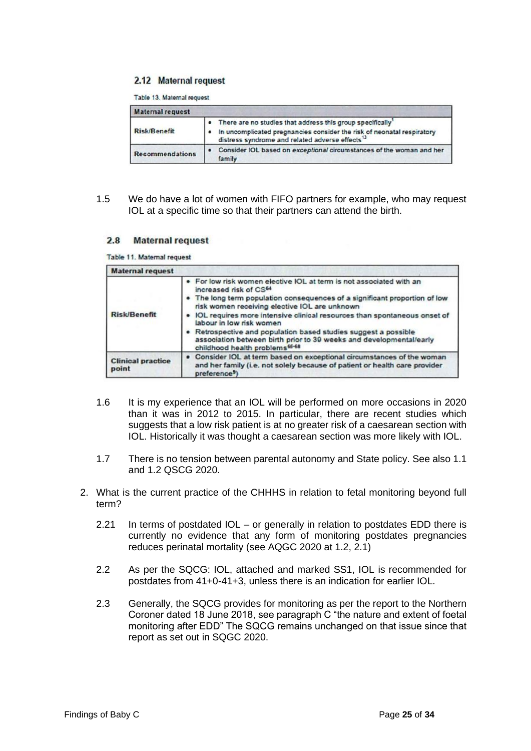### 2.12 Maternal request

Table 13. Maternal request

| Maternal request | |
|---|---|
| Risk/Benefit | • There are no studies that address this group specifically[1]<br>• In uncomplicated pregnancies consider the risk of neonatal respiratory distress syndrome and related adverse effects[13] |
| Recommendations | • Consider IOL based on *exceptional* circumstances of the woman and her family |

1.5 We do have a lot of women with FIFO partners for example, who may request IOL at a specific time so that their partners can attend the birth.

### 2.8 Maternal request

Table 11. Maternal request

| Maternal request | |
|---|---|
| Risk/Benefit | • For low risk women elective IOL at term is not associated with an increased risk of CS[64]<br>• The long term population consequences of a significant proportion of low risk women receiving elective IOL are unknown<br>• IOL requires more intensive clinical resources than spontaneous onset of labour in low risk women<br>• Retrospective and population based studies suggest a possible association between birth prior to 39 weeks and developmental/early childhood health problems[65-68] |
| Clinical practice point | • Consider IOL at term based on exceptional circumstances of the woman and her family (i.e. not solely because of patient or health care provider preference[9]) |

1.6 It is my experience that an IOL will be performed on more occasions in 2020 than it was in 2012 to 2015. In particular, there are recent studies which suggests that a low risk patient is at no greater risk of a caesarean section with IOL. Historically it was thought a caesarean section was more likely with IOL.

1.7 There is no tension between parental autonomy and State policy. See also 1.1 and 1.2 QSCG 2020.

2. What is the current practice of the CHHHS in relation to fetal monitoring beyond full term?

   2.21 In terms of postdated IOL – or generally in relation to postdates EDD there is currently no evidence that any form of monitoring postdates pregnancies reduces perinatal mortality (see AQGC 2020 at 1.2, 2.1)

   2.2 As per the SQCG: IOL, attached and marked SS1, IOL is recommended for postdates from 41+0-41+3, unless there is an indication for earlier IOL.

   2.3 Generally, the SQCG provides for monitoring as per the report to the Northern Coroner dated 18 June 2018, see paragraph C "the nature and extent of foetal monitoring after EDD" The SQCG remains unchanged on that issue since that report as set out in SQGC 2020.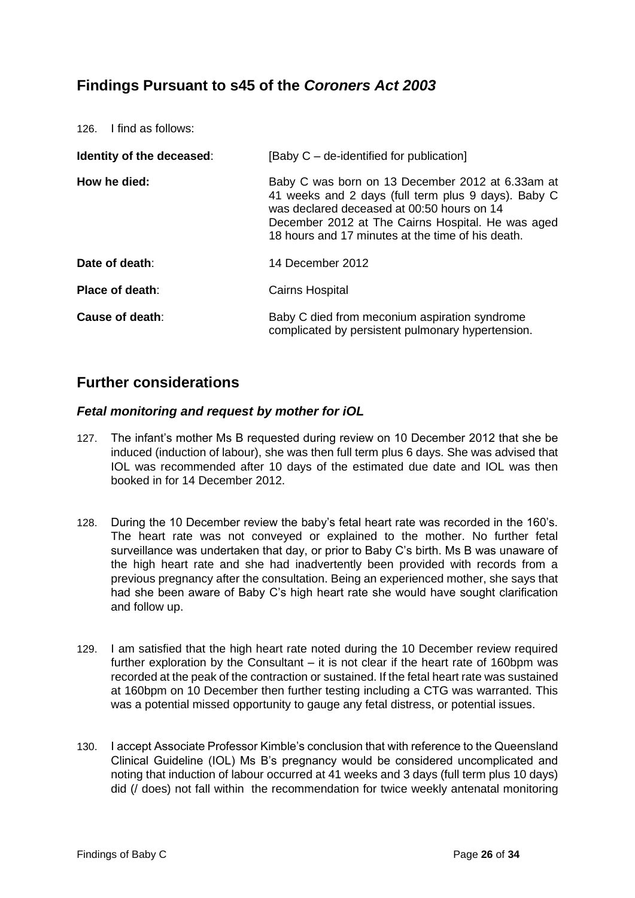## Findings Pursuant to s45 of the *Coroners Act 2003*

126. I find as follows:

| | |
|---|---|
| **Identity of the deceased**: | [Baby C – de-identified for publication] |
| **How he died:** | Baby C was born on 13 December 2012 at 6.33am at 41 weeks and 2 days (full term plus 9 days). Baby C was declared deceased at 00:50 hours on 14 December 2012 at The Cairns Hospital. He was aged 18 hours and 17 minutes at the time of his death. |
| **Date of death**: | 14 December 2012 |
| **Place of death**: | Cairns Hospital |
| **Cause of death**: | Baby C died from meconium aspiration syndrome complicated by persistent pulmonary hypertension. |

## Further considerations

### *Fetal monitoring and request by mother for iOL*

127. The infant's mother Ms B requested during review on 10 December 2012 that she be induced (induction of labour), she was then full term plus 6 days. She was advised that IOL was recommended after 10 days of the estimated due date and IOL was then booked in for 14 December 2012.

128. During the 10 December review the baby's fetal heart rate was recorded in the 160's. The heart rate was not conveyed or explained to the mother. No further fetal surveillance was undertaken that day, or prior to Baby C's birth. Ms B was unaware of the high heart rate and she had inadvertently been provided with records from a previous pregnancy after the consultation. Being an experienced mother, she says that had she been aware of Baby C's high heart rate she would have sought clarification and follow up.

129. I am satisfied that the high heart rate noted during the 10 December review required further exploration by the Consultant – it is not clear if the heart rate of 160bpm was recorded at the peak of the contraction or sustained. If the fetal heart rate was sustained at 160bpm on 10 December then further testing including a CTG was warranted. This was a potential missed opportunity to gauge any fetal distress, or potential issues.

130. I accept Associate Professor Kimble's conclusion that with reference to the Queensland Clinical Guideline (IOL) Ms B's pregnancy would be considered uncomplicated and noting that induction of labour occurred at 41 weeks and 3 days (full term plus 10 days) did (/ does) not fall within the recommendation for twice weekly antenatal monitoring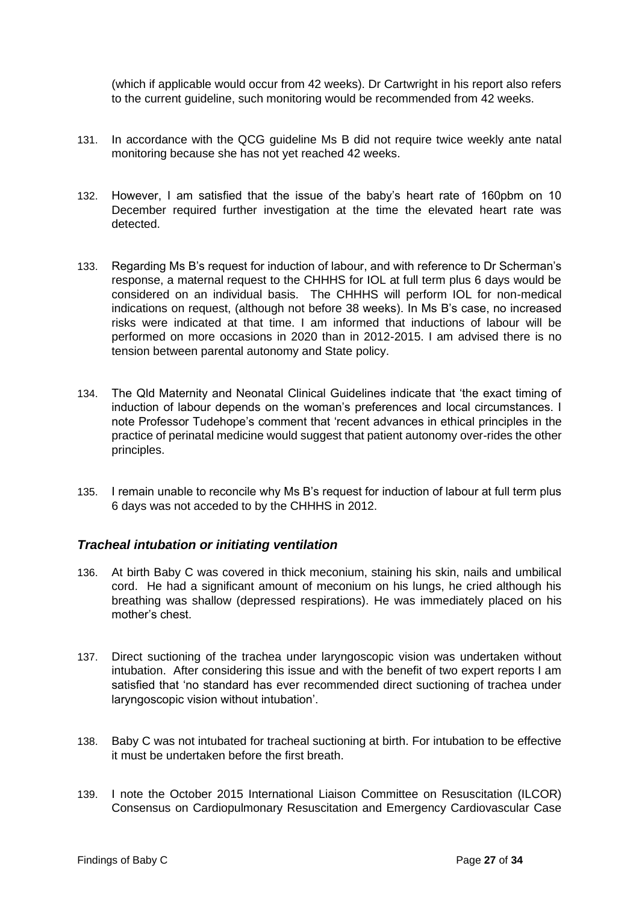(which if applicable would occur from 42 weeks). Dr Cartwright in his report also refers to the current guideline, such monitoring would be recommended from 42 weeks.

131. In accordance with the QCG guideline Ms B did not require twice weekly ante natal monitoring because she has not yet reached 42 weeks.

132. However, I am satisfied that the issue of the baby's heart rate of 160pbm on 10 December required further investigation at the time the elevated heart rate was detected.

133. Regarding Ms B's request for induction of labour, and with reference to Dr Scherman's response, a maternal request to the CHHHS for IOL at full term plus 6 days would be considered on an individual basis. The CHHHS will perform IOL for non-medical indications on request, (although not before 38 weeks). In Ms B's case, no increased risks were indicated at that time. I am informed that inductions of labour will be performed on more occasions in 2020 than in 2012-2015. I am advised there is no tension between parental autonomy and State policy.

134. The Qld Maternity and Neonatal Clinical Guidelines indicate that 'the exact timing of induction of labour depends on the woman's preferences and local circumstances. I note Professor Tudehope's comment that 'recent advances in ethical principles in the practice of perinatal medicine would suggest that patient autonomy over-rides the other principles.

135. I remain unable to reconcile why Ms B's request for induction of labour at full term plus 6 days was not acceded to by the CHHHS in 2012.

### *Tracheal intubation or initiating ventilation*

136. At birth Baby C was covered in thick meconium, staining his skin, nails and umbilical cord. He had a significant amount of meconium on his lungs, he cried although his breathing was shallow (depressed respirations). He was immediately placed on his mother's chest.

137. Direct suctioning of the trachea under laryngoscopic vision was undertaken without intubation. After considering this issue and with the benefit of two expert reports I am satisfied that 'no standard has ever recommended direct suctioning of trachea under laryngoscopic vision without intubation'.

138. Baby C was not intubated for tracheal suctioning at birth. For intubation to be effective it must be undertaken before the first breath.

139. I note the October 2015 International Liaison Committee on Resuscitation (ILCOR) Consensus on Cardiopulmonary Resuscitation and Emergency Cardiovascular Case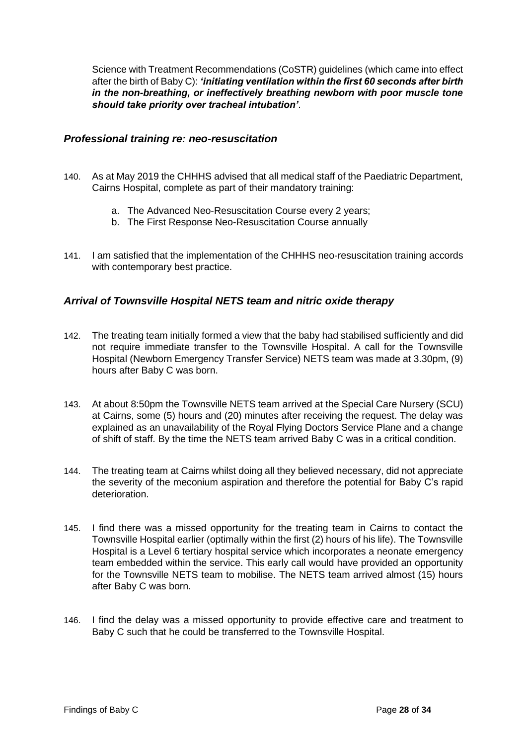Science with Treatment Recommendations (CoSTR) guidelines (which came into effect after the birth of Baby C): ***'initiating ventilation within the first 60 seconds after birth in the non-breathing, or ineffectively breathing newborn with poor muscle tone should take priority over tracheal intubation'***.

### *Professional training re: neo-resuscitation*

140. As at May 2019 the CHHHS advised that all medical staff of the Paediatric Department, Cairns Hospital, complete as part of their mandatory training:

    a. The Advanced Neo-Resuscitation Course every 2 years;
    b. The First Response Neo-Resuscitation Course annually

141. I am satisfied that the implementation of the CHHHS neo-resuscitation training accords with contemporary best practice.

### *Arrival of Townsville Hospital NETS team and nitric oxide therapy*

142. The treating team initially formed a view that the baby had stabilised sufficiently and did not require immediate transfer to the Townsville Hospital. A call for the Townsville Hospital (Newborn Emergency Transfer Service) NETS team was made at 3.30pm, (9) hours after Baby C was born.

143. At about 8:50pm the Townsville NETS team arrived at the Special Care Nursery (SCU) at Cairns, some (5) hours and (20) minutes after receiving the request. The delay was explained as an unavailability of the Royal Flying Doctors Service Plane and a change of shift of staff. By the time the NETS team arrived Baby C was in a critical condition.

144. The treating team at Cairns whilst doing all they believed necessary, did not appreciate the severity of the meconium aspiration and therefore the potential for Baby C's rapid deterioration.

145. I find there was a missed opportunity for the treating team in Cairns to contact the Townsville Hospital earlier (optimally within the first (2) hours of his life). The Townsville Hospital is a Level 6 tertiary hospital service which incorporates a neonate emergency team embedded within the service. This early call would have provided an opportunity for the Townsville NETS team to mobilise. The NETS team arrived almost (15) hours after Baby C was born.

146. I find the delay was a missed opportunity to provide effective care and treatment to Baby C such that he could be transferred to the Townsville Hospital.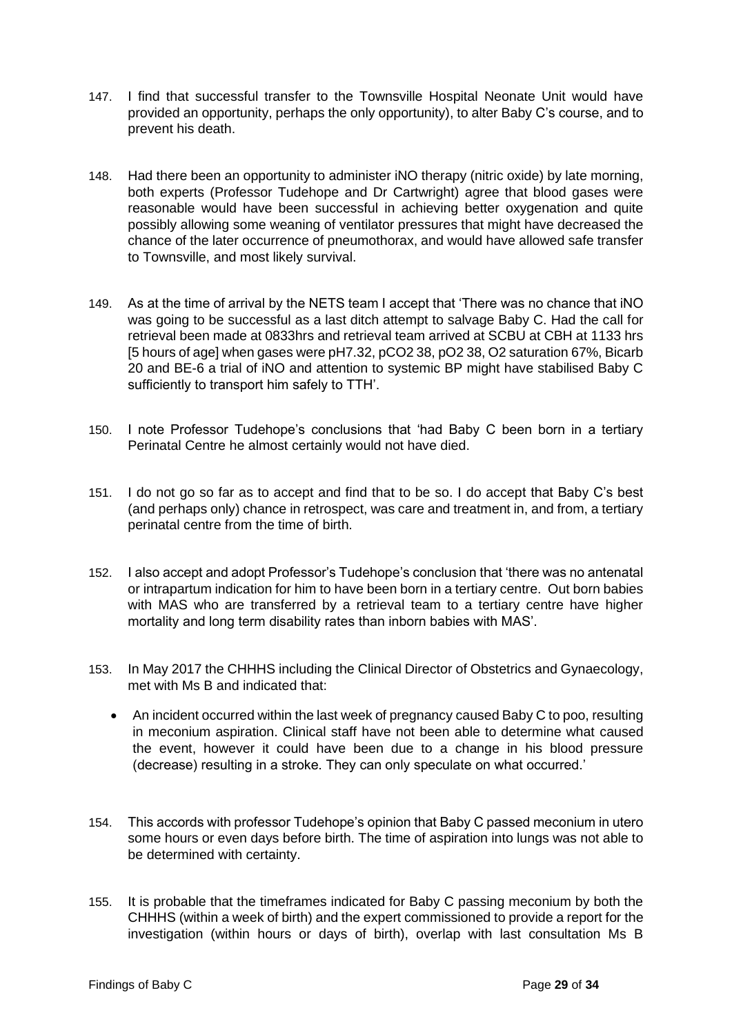147. I find that successful transfer to the Townsville Hospital Neonate Unit would have provided an opportunity, perhaps the only opportunity), to alter Baby C's course, and to prevent his death.

148. Had there been an opportunity to administer iNO therapy (nitric oxide) by late morning, both experts (Professor Tudehope and Dr Cartwright) agree that blood gases were reasonable would have been successful in achieving better oxygenation and quite possibly allowing some weaning of ventilator pressures that might have decreased the chance of the later occurrence of pneumothorax, and would have allowed safe transfer to Townsville, and most likely survival.

149. As at the time of arrival by the NETS team I accept that 'There was no chance that iNO was going to be successful as a last ditch attempt to salvage Baby C. Had the call for retrieval been made at 0833hrs and retrieval team arrived at SCBU at CBH at 1133 hrs [5 hours of age] when gases were pH7.32, pCO2 38, pO2 38, O2 saturation 67%, Bicarb 20 and BE-6 a trial of iNO and attention to systemic BP might have stabilised Baby C sufficiently to transport him safely to TTH'.

150. I note Professor Tudehope's conclusions that 'had Baby C been born in a tertiary Perinatal Centre he almost certainly would not have died.

151. I do not go so far as to accept and find that to be so. I do accept that Baby C's best (and perhaps only) chance in retrospect, was care and treatment in, and from, a tertiary perinatal centre from the time of birth.

152. I also accept and adopt Professor's Tudehope's conclusion that 'there was no antenatal or intrapartum indication for him to have been born in a tertiary centre. Out born babies with MAS who are transferred by a retrieval team to a tertiary centre have higher mortality and long term disability rates than inborn babies with MAS'.

153. In May 2017 the CHHHS including the Clinical Director of Obstetrics and Gynaecology, met with Ms B and indicated that:

- An incident occurred within the last week of pregnancy caused Baby C to poo, resulting in meconium aspiration. Clinical staff have not been able to determine what caused the event, however it could have been due to a change in his blood pressure (decrease) resulting in a stroke. They can only speculate on what occurred.'

154. This accords with professor Tudehope's opinion that Baby C passed meconium in utero some hours or even days before birth. The time of aspiration into lungs was not able to be determined with certainty.

155. It is probable that the timeframes indicated for Baby C passing meconium by both the CHHHS (within a week of birth) and the expert commissioned to provide a report for the investigation (within hours or days of birth), overlap with last consultation Ms B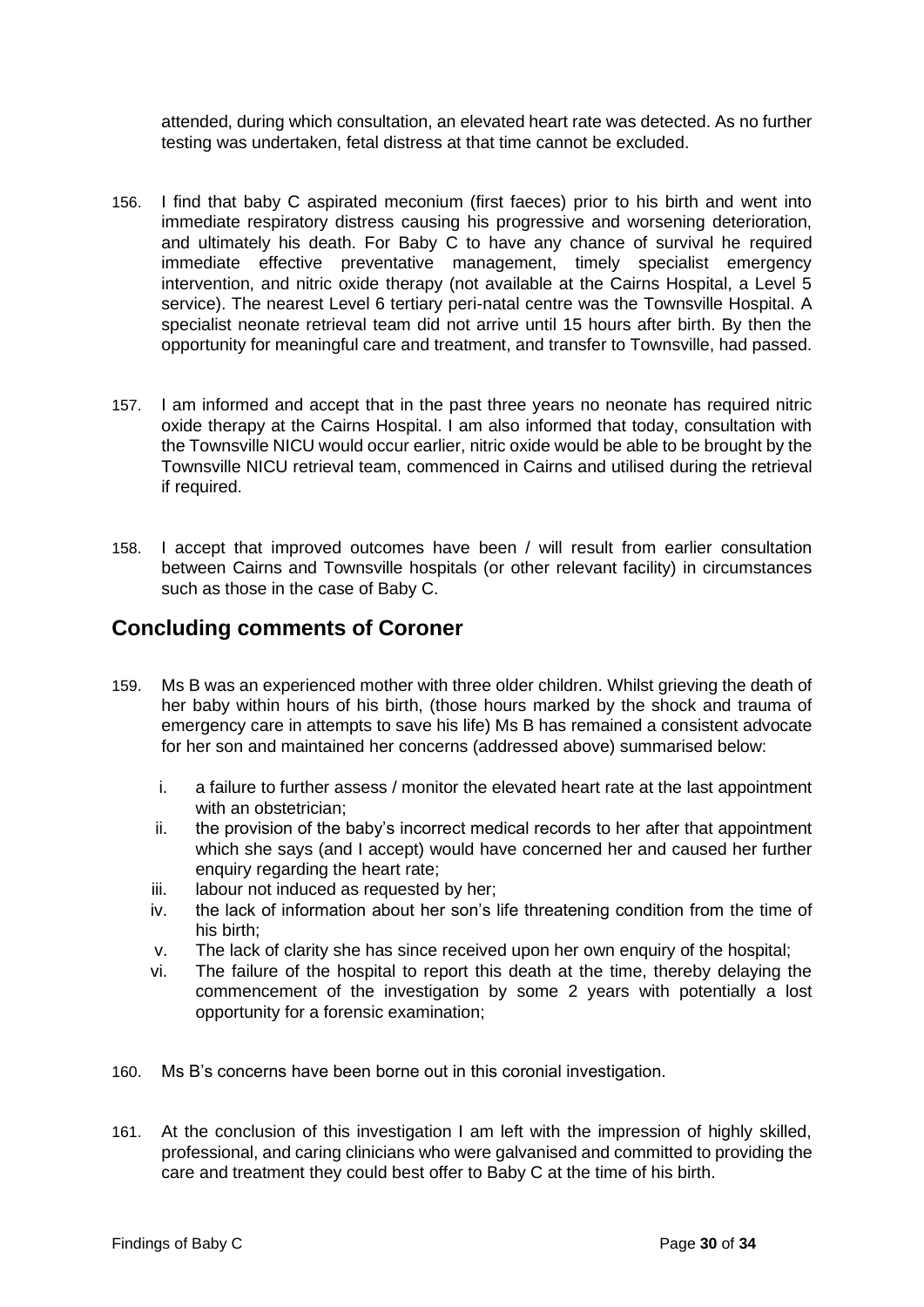attended, during which consultation, an elevated heart rate was detected. As no further testing was undertaken, fetal distress at that time cannot be excluded.

156. I find that baby C aspirated meconium (first faeces) prior to his birth and went into immediate respiratory distress causing his progressive and worsening deterioration, and ultimately his death. For Baby C to have any chance of survival he required immediate effective preventative management, timely specialist emergency intervention, and nitric oxide therapy (not available at the Cairns Hospital, a Level 5 service). The nearest Level 6 tertiary peri-natal centre was the Townsville Hospital. A specialist neonate retrieval team did not arrive until 15 hours after birth. By then the opportunity for meaningful care and treatment, and transfer to Townsville, had passed.

157. I am informed and accept that in the past three years no neonate has required nitric oxide therapy at the Cairns Hospital. I am also informed that today, consultation with the Townsville NICU would occur earlier, nitric oxide would be able to be brought by the Townsville NICU retrieval team, commenced in Cairns and utilised during the retrieval if required.

158. I accept that improved outcomes have been / will result from earlier consultation between Cairns and Townsville hospitals (or other relevant facility) in circumstances such as those in the case of Baby C.

## Concluding comments of Coroner

159. Ms B was an experienced mother with three older children. Whilst grieving the death of her baby within hours of his birth, (those hours marked by the shock and trauma of emergency care in attempts to save his life) Ms B has remained a consistent advocate for her son and maintained her concerns (addressed above) summarised below:

    i. a failure to further assess / monitor the elevated heart rate at the last appointment with an obstetrician;
    ii. the provision of the baby's incorrect medical records to her after that appointment which she says (and I accept) would have concerned her and caused her further enquiry regarding the heart rate;
    iii. labour not induced as requested by her;
    iv. the lack of information about her son's life threatening condition from the time of his birth;
    v. The lack of clarity she has since received upon her own enquiry of the hospital;
    vi. The failure of the hospital to report this death at the time, thereby delaying the commencement of the investigation by some 2 years with potentially a lost opportunity for a forensic examination;

160. Ms B's concerns have been borne out in this coronial investigation.

161. At the conclusion of this investigation I am left with the impression of highly skilled, professional, and caring clinicians who were galvanised and committed to providing the care and treatment they could best offer to Baby C at the time of his birth.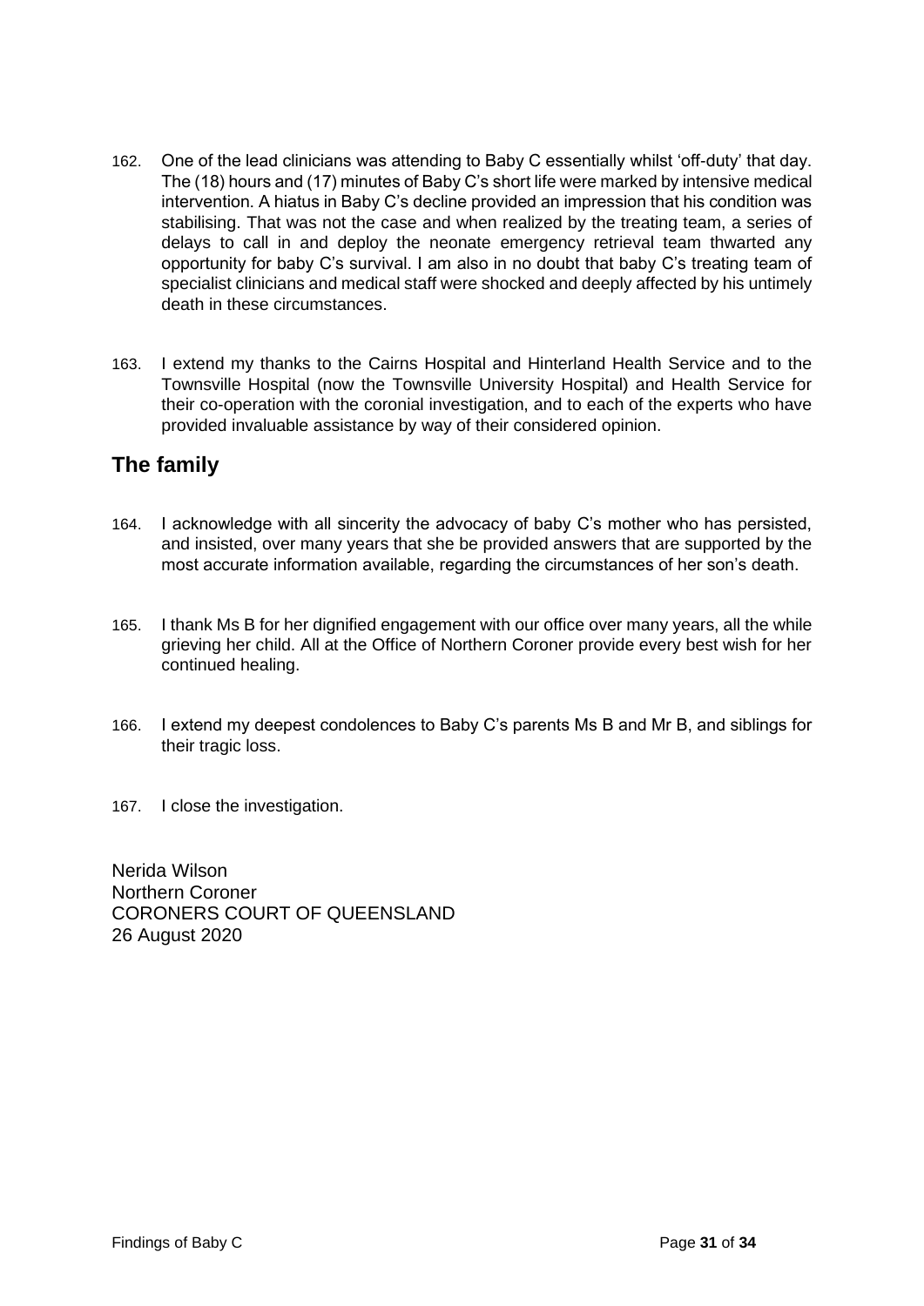162. One of the lead clinicians was attending to Baby C essentially whilst 'off-duty' that day. The (18) hours and (17) minutes of Baby C's short life were marked by intensive medical intervention. A hiatus in Baby C's decline provided an impression that his condition was stabilising. That was not the case and when realized by the treating team, a series of delays to call in and deploy the neonate emergency retrieval team thwarted any opportunity for baby C's survival. I am also in no doubt that baby C's treating team of specialist clinicians and medical staff were shocked and deeply affected by his untimely death in these circumstances.

163. I extend my thanks to the Cairns Hospital and Hinterland Health Service and to the Townsville Hospital (now the Townsville University Hospital) and Health Service for their co-operation with the coronial investigation, and to each of the experts who have provided invaluable assistance by way of their considered opinion.

## The family

164. I acknowledge with all sincerity the advocacy of baby C's mother who has persisted, and insisted, over many years that she be provided answers that are supported by the most accurate information available, regarding the circumstances of her son's death.

165. I thank Ms B for her dignified engagement with our office over many years, all the while grieving her child. All at the Office of Northern Coroner provide every best wish for her continued healing.

166. I extend my deepest condolences to Baby C's parents Ms B and Mr B, and siblings for their tragic loss.

167. I close the investigation.

Nerida Wilson
Northern Coroner
CORONERS COURT OF QUEENSLAND
26 August 2020